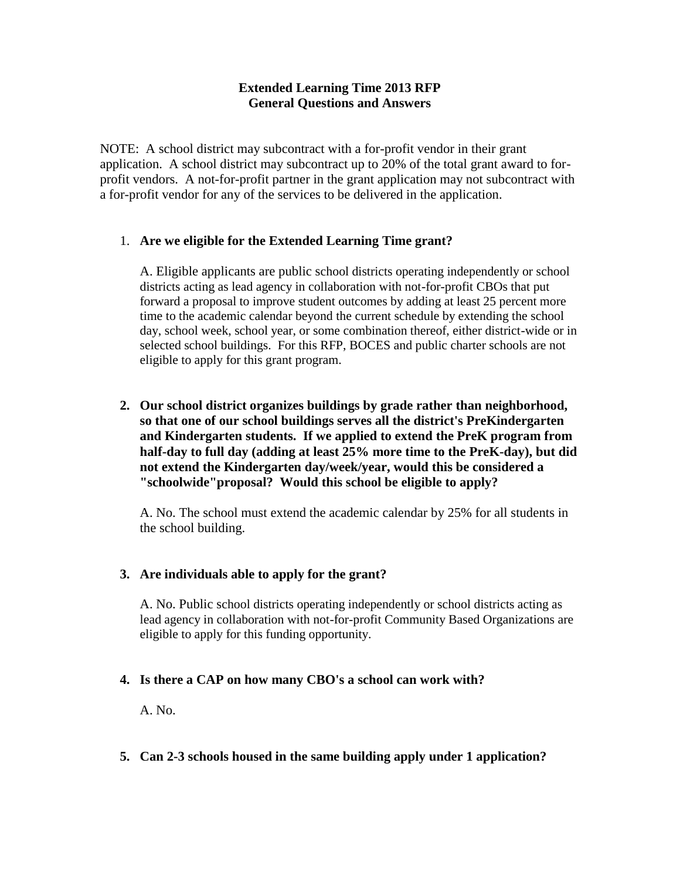# Extended Learning Time 2013 RFP
## General Questions and Answers

NOTE: A school district may subcontract with a for-profit vendor in their grant application. A school district may subcontract up to 20% of the total grant award to for-profit vendors. A not-for-profit partner in the grant application may not subcontract with a for-profit vendor for any of the services to be delivered in the application.

1. **Are we eligible for the Extended Learning Time grant?**

   A. Eligible applicants are public school districts operating independently or school districts acting as lead agency in collaboration with not-for-profit CBOs that put forward a proposal to improve student outcomes by adding at least 25 percent more time to the academic calendar beyond the current schedule by extending the school day, school week, school year, or some combination thereof, either district-wide or in selected school buildings. For this RFP, BOCES and public charter schools are not eligible to apply for this grant program.

2. **Our school district organizes buildings by grade rather than neighborhood, so that one of our school buildings serves all the district's PreKindergarten and Kindergarten students. If we applied to extend the PreK program from half-day to full day (adding at least 25% more time to the PreK-day), but did not extend the Kindergarten day/week/year, would this be considered a "schoolwide"proposal? Would this school be eligible to apply?**

   A. No. The school must extend the academic calendar by 25% for all students in the school building.

3. **Are individuals able to apply for the grant?**

   A. No. Public school districts operating independently or school districts acting as lead agency in collaboration with not-for-profit Community Based Organizations are eligible to apply for this funding opportunity.

4. **Is there a CAP on how many CBO's a school can work with?**

   A. No.

5. **Can 2-3 schools housed in the same building apply under 1 application?**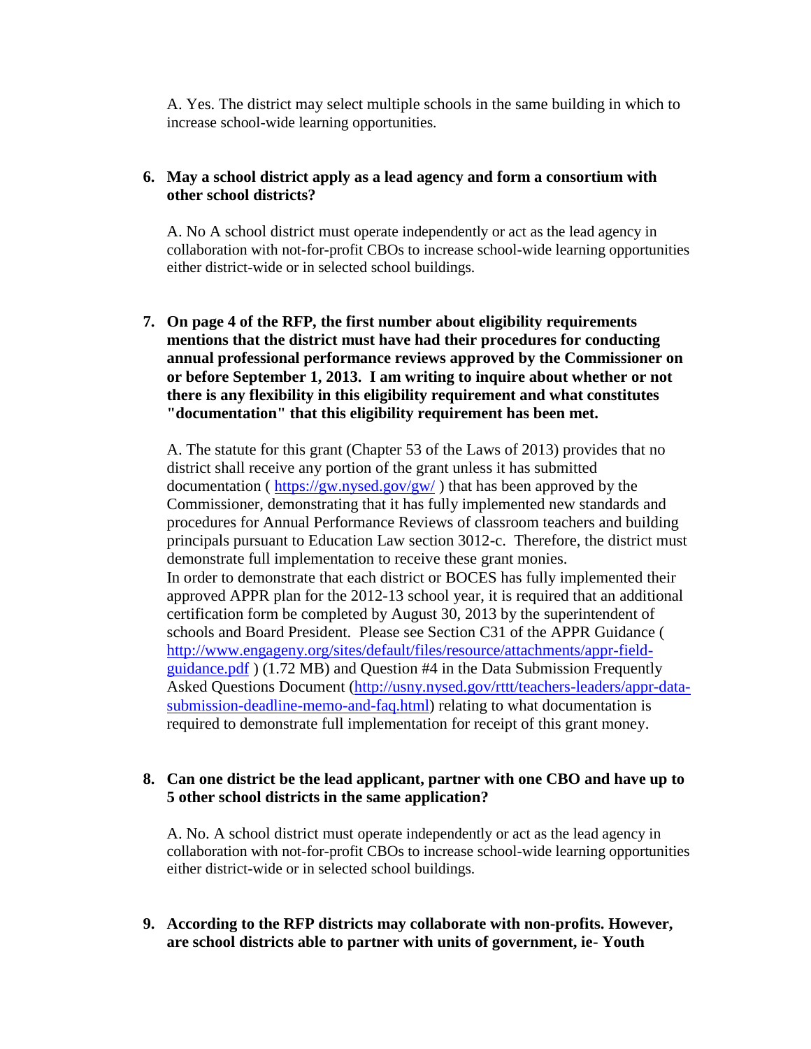A. Yes. The district may select multiple schools in the same building in which to increase school-wide learning opportunities.

6. **May a school district apply as a lead agency and form a consortium with other school districts?**

   A. No A school district must operate independently or act as the lead agency in collaboration with not-for-profit CBOs to increase school-wide learning opportunities either district-wide or in selected school buildings.

7. **On page 4 of the RFP, the first number about eligibility requirements mentions that the district must have had their procedures for conducting annual professional performance reviews approved by the Commissioner on or before September 1, 2013. I am writing to inquire about whether or not there is any flexibility in this eligibility requirement and what constitutes "documentation" that this eligibility requirement has been met.**

   A. The statute for this grant (Chapter 53 of the Laws of 2013) provides that no district shall receive any portion of the grant unless it has submitted documentation ( [https://gw.nysed.gov/gw/](https://gw.nysed.gov/gw/) ) that has been approved by the Commissioner, demonstrating that it has fully implemented new standards and procedures for Annual Performance Reviews of classroom teachers and building principals pursuant to Education Law section 3012-c. Therefore, the district must demonstrate full implementation to receive these grant monies.
   In order to demonstrate that each district or BOCES has fully implemented their approved APPR plan for the 2012-13 school year, it is required that an additional certification form be completed by August 30, 2013 by the superintendent of schools and Board President. Please see Section C31 of the APPR Guidance ( [http://www.engageny.org/sites/default/files/resource/attachments/appr-field-guidance.pdf](http://www.engageny.org/sites/default/files/resource/attachments/appr-field-guidance.pdf) ) (1.72 MB) and Question #4 in the Data Submission Frequently Asked Questions Document ([http://usny.nysed.gov/rttt/teachers-leaders/appr-data-submission-deadline-memo-and-faq.html](http://usny.nysed.gov/rttt/teachers-leaders/appr-data-submission-deadline-memo-and-faq.html)) relating to what documentation is required to demonstrate full implementation for receipt of this grant money.

8. **Can one district be the lead applicant, partner with one CBO and have up to 5 other school districts in the same application?**

   A. No. A school district must operate independently or act as the lead agency in collaboration with not-for-profit CBOs to increase school-wide learning opportunities either district-wide or in selected school buildings.

9. **According to the RFP districts may collaborate with non-profits. However, are school districts able to partner with units of government, ie- Youth**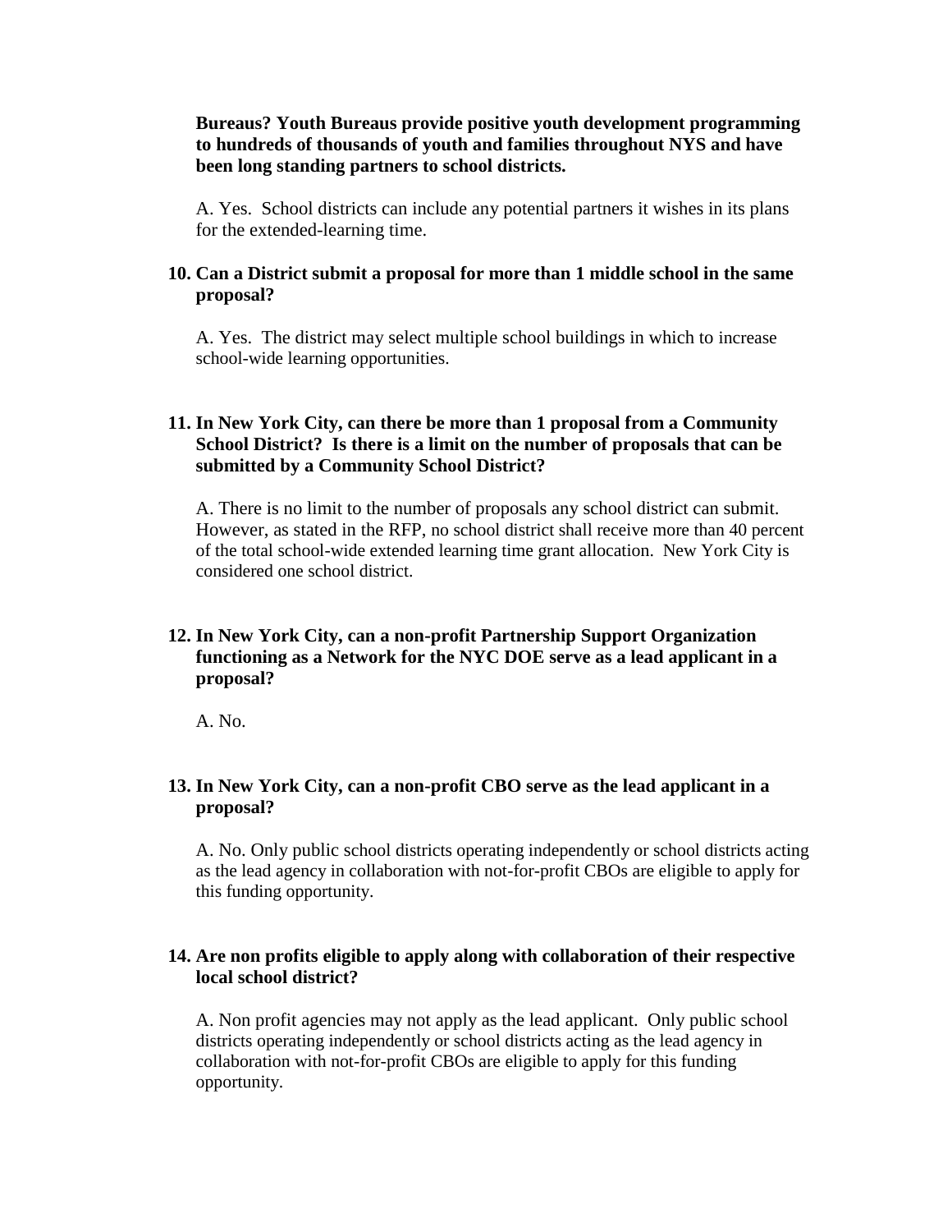**Bureaus? Youth Bureaus provide positive youth development programming to hundreds of thousands of youth and families throughout NYS and have been long standing partners to school districts.**

A. Yes. School districts can include any potential partners it wishes in its plans for the extended-learning time.

**10. Can a District submit a proposal for more than 1 middle school in the same proposal?**

A. Yes. The district may select multiple school buildings in which to increase school-wide learning opportunities.

**11. In New York City, can there be more than 1 proposal from a Community School District? Is there is a limit on the number of proposals that can be submitted by a Community School District?**

A. There is no limit to the number of proposals any school district can submit. However, as stated in the RFP, no school district shall receive more than 40 percent of the total school-wide extended learning time grant allocation. New York City is considered one school district.

**12. In New York City, can a non-profit Partnership Support Organization functioning as a Network for the NYC DOE serve as a lead applicant in a proposal?**

A. No.

**13. In New York City, can a non-profit CBO serve as the lead applicant in a proposal?**

A. No. Only public school districts operating independently or school districts acting as the lead agency in collaboration with not-for-profit CBOs are eligible to apply for this funding opportunity.

**14. Are non profits eligible to apply along with collaboration of their respective local school district?**

A. Non profit agencies may not apply as the lead applicant. Only public school districts operating independently or school districts acting as the lead agency in collaboration with not-for-profit CBOs are eligible to apply for this funding opportunity.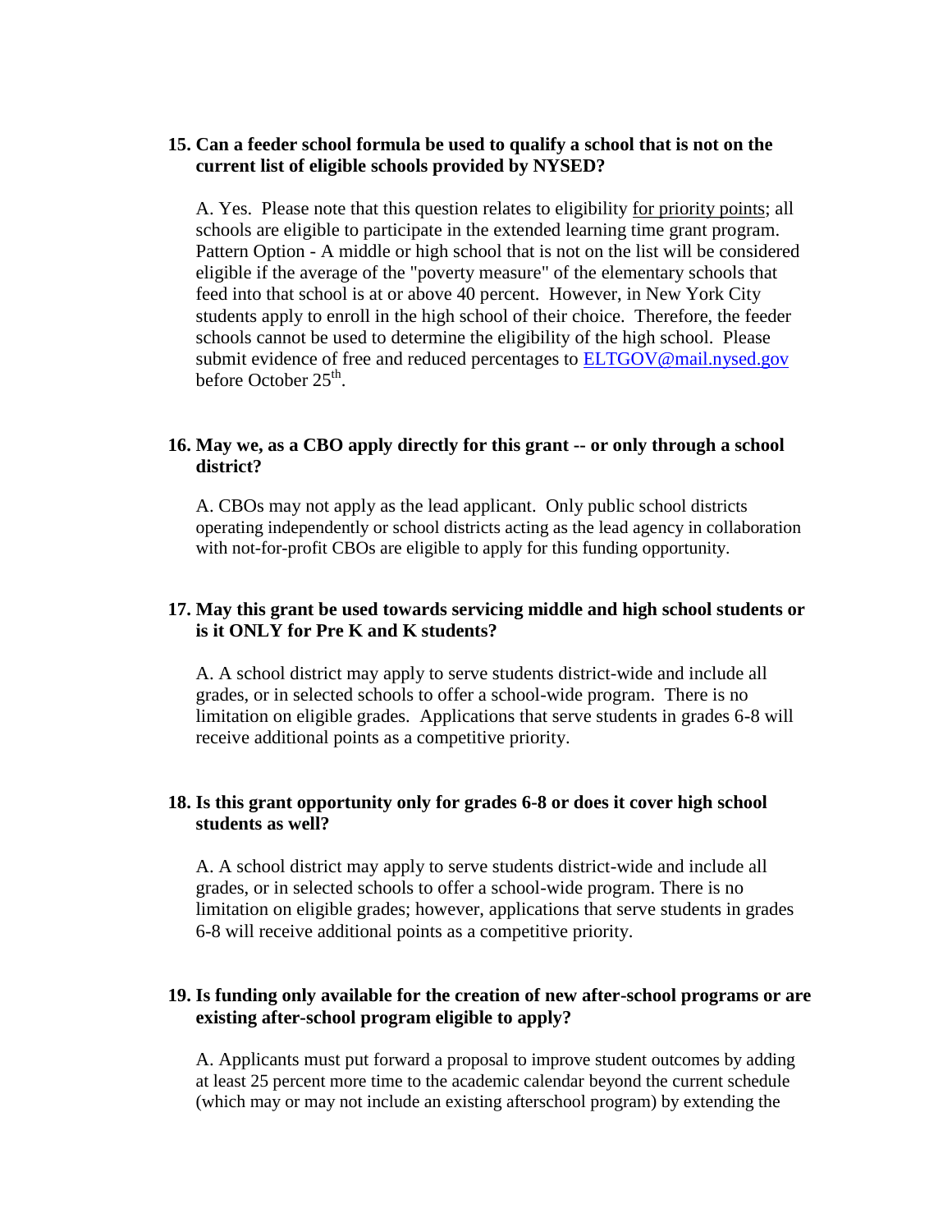**15. Can a feeder school formula be used to qualify a school that is not on the current list of eligible schools provided by NYSED?**

A. Yes. Please note that this question relates to eligibility <u>for priority points</u>; all schools are eligible to participate in the extended learning time grant program. Pattern Option - A middle or high school that is not on the list will be considered eligible if the average of the "poverty measure" of the elementary schools that feed into that school is at or above 40 percent. However, in New York City students apply to enroll in the high school of their choice. Therefore, the feeder schools cannot be used to determine the eligibility of the high school. Please submit evidence of free and reduced percentages to [ELTGOV@mail.nysed.gov](mailto:ELTGOV@mail.nysed.gov) before October 25th.

**16. May we, as a CBO apply directly for this grant -- or only through a school district?**

A. CBOs may not apply as the lead applicant. Only public school districts operating independently or school districts acting as the lead agency in collaboration with not-for-profit CBOs are eligible to apply for this funding opportunity.

**17. May this grant be used towards servicing middle and high school students or is it ONLY for Pre K and K students?**

A. A school district may apply to serve students district-wide and include all grades, or in selected schools to offer a school-wide program. There is no limitation on eligible grades. Applications that serve students in grades 6-8 will receive additional points as a competitive priority.

**18. Is this grant opportunity only for grades 6-8 or does it cover high school students as well?**

A. A school district may apply to serve students district-wide and include all grades, or in selected schools to offer a school-wide program. There is no limitation on eligible grades; however, applications that serve students in grades 6-8 will receive additional points as a competitive priority.

**19. Is funding only available for the creation of new after-school programs or are existing after-school program eligible to apply?**

A. Applicants must put forward a proposal to improve student outcomes by adding at least 25 percent more time to the academic calendar beyond the current schedule (which may or may not include an existing afterschool program) by extending the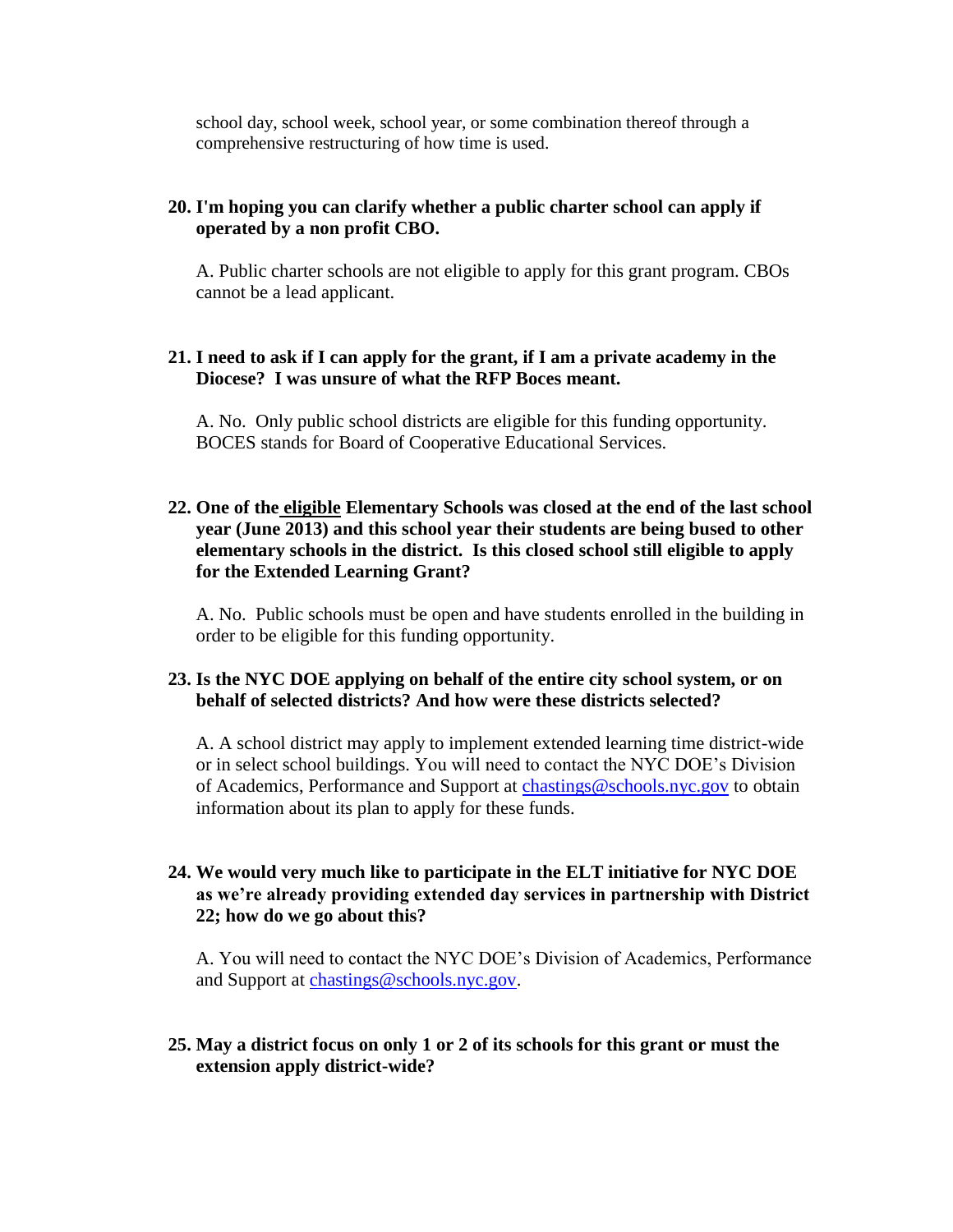school day, school week, school year, or some combination thereof through a comprehensive restructuring of how time is used.

**20. I'm hoping you can clarify whether a public charter school can apply if operated by a non profit CBO.**

A. Public charter schools are not eligible to apply for this grant program. CBOs cannot be a lead applicant.

**21. I need to ask if I can apply for the grant, if I am a private academy in the Diocese? I was unsure of what the RFP Boces meant.**

A. No. Only public school districts are eligible for this funding opportunity. BOCES stands for Board of Cooperative Educational Services.

**22. One of the <u>eligible</u> Elementary Schools was closed at the end of the last school year (June 2013) and this school year their students are being bused to other elementary schools in the district. Is this closed school still eligible to apply for the Extended Learning Grant?**

A. No. Public schools must be open and have students enrolled in the building in order to be eligible for this funding opportunity.

**23. Is the NYC DOE applying on behalf of the entire city school system, or on behalf of selected districts? And how were these districts selected?**

A. A school district may apply to implement extended learning time district-wide or in select school buildings. You will need to contact the NYC DOE's Division of Academics, Performance and Support at chastings@schools.nyc.gov to obtain information about its plan to apply for these funds.

**24. We would very much like to participate in the ELT initiative for NYC DOE as we're already providing extended day services in partnership with District 22; how do we go about this?**

A. You will need to contact the NYC DOE's Division of Academics, Performance and Support at chastings@schools.nyc.gov.

**25. May a district focus on only 1 or 2 of its schools for this grant or must the extension apply district-wide?**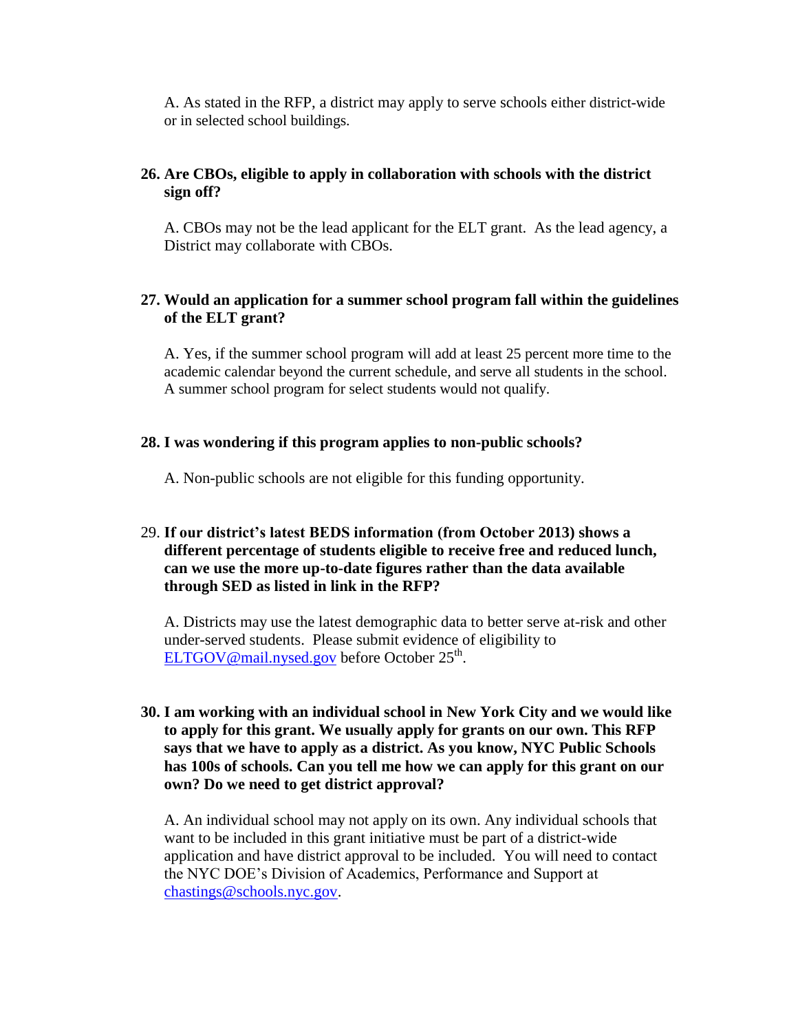A. As stated in the RFP, a district may apply to serve schools either district-wide or in selected school buildings.

**26. Are CBOs, eligible to apply in collaboration with schools with the district sign off?**

A. CBOs may not be the lead applicant for the ELT grant. As the lead agency, a District may collaborate with CBOs.

**27. Would an application for a summer school program fall within the guidelines of the ELT grant?**

A. Yes, if the summer school program will add at least 25 percent more time to the academic calendar beyond the current schedule, and serve all students in the school. A summer school program for select students would not qualify.

**28. I was wondering if this program applies to non-public schools?**

A. Non-public schools are not eligible for this funding opportunity.

29. **If our district's latest BEDS information (from October 2013) shows a different percentage of students eligible to receive free and reduced lunch, can we use the more up-to-date figures rather than the data available through SED as listed in link in the RFP?**

A. Districts may use the latest demographic data to better serve at-risk and other under-served students. Please submit evidence of eligibility to ELTGOV@mail.nysed.gov before October 25th.

**30. I am working with an individual school in New York City and we would like to apply for this grant. We usually apply for grants on our own. This RFP says that we have to apply as a district. As you know, NYC Public Schools has 100s of schools. Can you tell me how we can apply for this grant on our own? Do we need to get district approval?**

A. An individual school may not apply on its own. Any individual schools that want to be included in this grant initiative must be part of a district-wide application and have district approval to be included. You will need to contact the NYC DOE's Division of Academics, Performance and Support at chastings@schools.nyc.gov.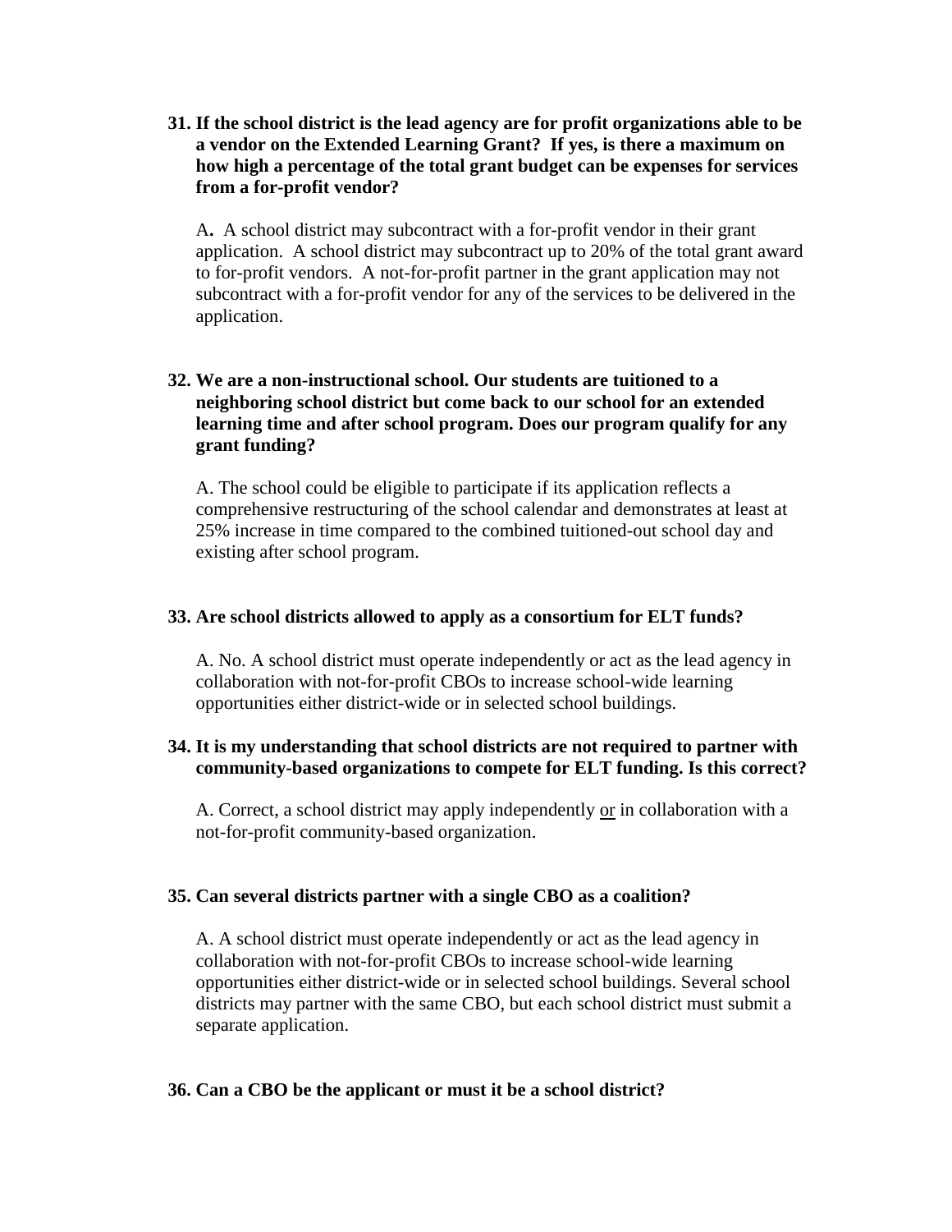**31. If the school district is the lead agency are for profit organizations able to be a vendor on the Extended Learning Grant? If yes, is there a maximum on how high a percentage of the total grant budget can be expenses for services from a for-profit vendor?**

A**.** A school district may subcontract with a for-profit vendor in their grant application. A school district may subcontract up to 20% of the total grant award to for-profit vendors. A not-for-profit partner in the grant application may not subcontract with a for-profit vendor for any of the services to be delivered in the application.

**32. We are a non-instructional school. Our students are tuitioned to a neighboring school district but come back to our school for an extended learning time and after school program. Does our program qualify for any grant funding?**

A. The school could be eligible to participate if its application reflects a comprehensive restructuring of the school calendar and demonstrates at least at 25% increase in time compared to the combined tuitioned-out school day and existing after school program.

**33. Are school districts allowed to apply as a consortium for ELT funds?**

A. No. A school district must operate independently or act as the lead agency in collaboration with not-for-profit CBOs to increase school-wide learning opportunities either district-wide or in selected school buildings.

**34. It is my understanding that school districts are not required to partner with community-based organizations to compete for ELT funding. Is this correct?**

A. Correct, a school district may apply independently <u>or</u> in collaboration with a not-for-profit community-based organization.

**35. Can several districts partner with a single CBO as a coalition?**

A. A school district must operate independently or act as the lead agency in collaboration with not-for-profit CBOs to increase school-wide learning opportunities either district-wide or in selected school buildings. Several school districts may partner with the same CBO, but each school district must submit a separate application.

**36. Can a CBO be the applicant or must it be a school district?**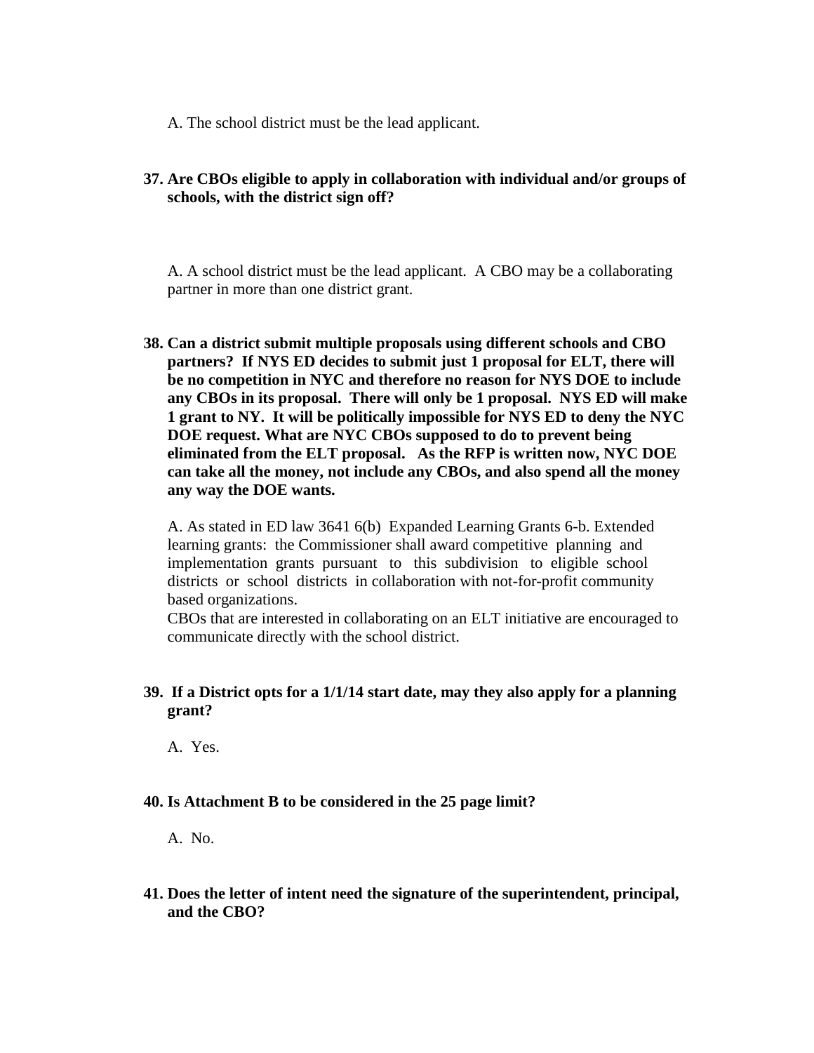A. The school district must be the lead applicant.

**37. Are CBOs eligible to apply in collaboration with individual and/or groups of schools, with the district sign off?**

A. A school district must be the lead applicant. A CBO may be a collaborating partner in more than one district grant.

**38. Can a district submit multiple proposals using different schools and CBO partners? If NYS ED decides to submit just 1 proposal for ELT, there will be no competition in NYC and therefore no reason for NYS DOE to include any CBOs in its proposal. There will only be 1 proposal. NYS ED will make 1 grant to NY. It will be politically impossible for NYS ED to deny the NYC DOE request. What are NYC CBOs supposed to do to prevent being eliminated from the ELT proposal. As the RFP is written now, NYC DOE can take all the money, not include any CBOs, and also spend all the money any way the DOE wants.**

A. As stated in ED law 3641 6(b) Expanded Learning Grants 6-b. Extended learning grants: the Commissioner shall award competitive planning and implementation grants pursuant to this subdivision to eligible school districts or school districts in collaboration with not-for-profit community based organizations.
CBOs that are interested in collaborating on an ELT initiative are encouraged to communicate directly with the school district.

**39. If a District opts for a 1/1/14 start date, may they also apply for a planning grant?**

A. Yes.

**40. Is Attachment B to be considered in the 25 page limit?**

A. No.

**41. Does the letter of intent need the signature of the superintendent, principal, and the CBO?**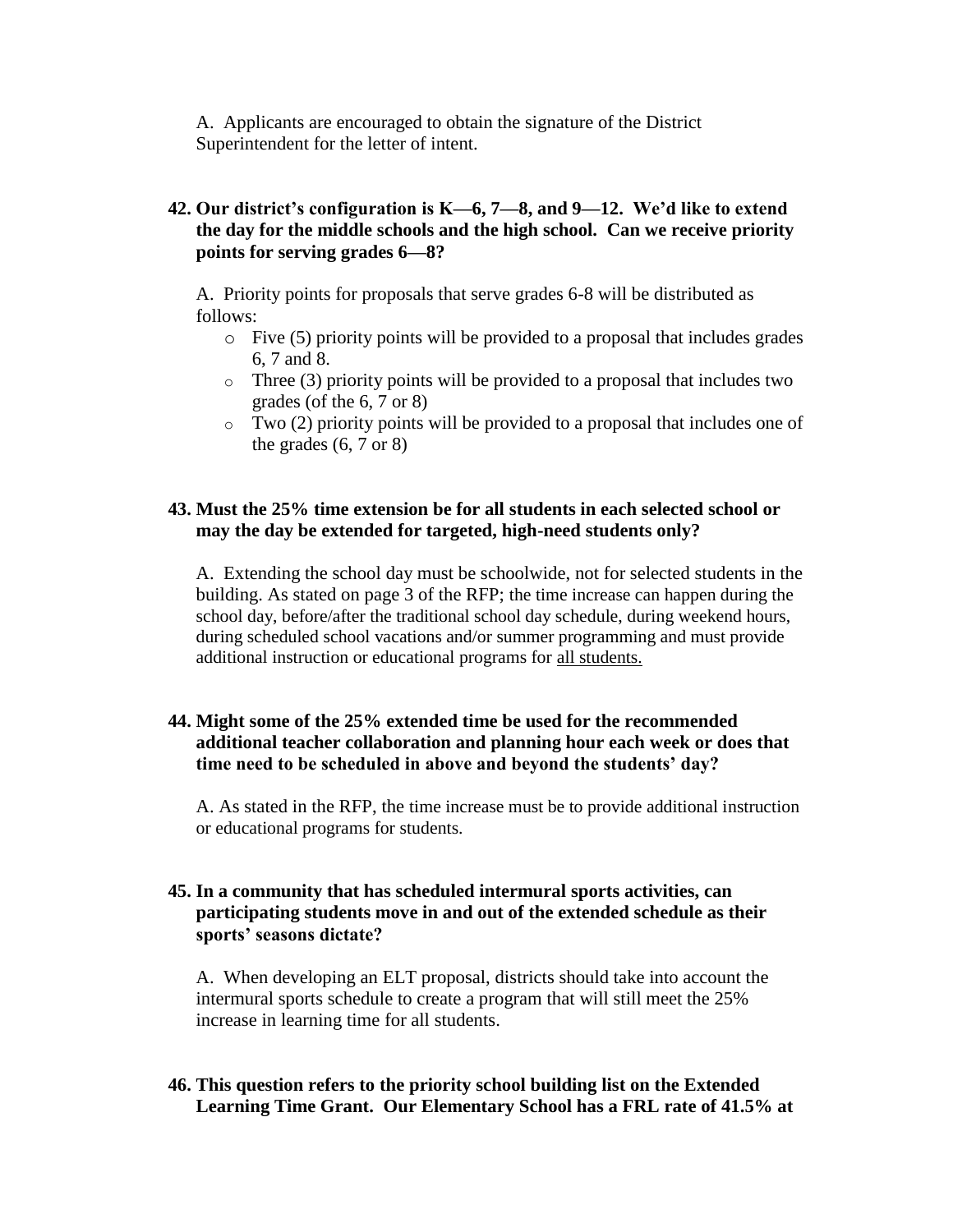A. Applicants are encouraged to obtain the signature of the District Superintendent for the letter of intent.

**42. Our district's configuration is K—6, 7—8, and 9—12. We'd like to extend the day for the middle schools and the high school. Can we receive priority points for serving grades 6—8?**

A. Priority points for proposals that serve grades 6-8 will be distributed as follows:

- Five (5) priority points will be provided to a proposal that includes grades 6, 7 and 8.
- Three (3) priority points will be provided to a proposal that includes two grades (of the 6, 7 or 8)
- Two (2) priority points will be provided to a proposal that includes one of the grades (6, 7 or 8)

**43. Must the 25% time extension be for all students in each selected school or may the day be extended for targeted, high-need students only?**

A. Extending the school day must be schoolwide, not for selected students in the building. As stated on page 3 of the RFP; the time increase can happen during the school day, before/after the traditional school day schedule, during weekend hours, during scheduled school vacations and/or summer programming and must provide additional instruction or educational programs for all students.

**44. Might some of the 25% extended time be used for the recommended additional teacher collaboration and planning hour each week or does that time need to be scheduled in above and beyond the students' day?**

A. As stated in the RFP, the time increase must be to provide additional instruction or educational programs for students.

**45. In a community that has scheduled intermural sports activities, can participating students move in and out of the extended schedule as their sports' seasons dictate?**

A. When developing an ELT proposal, districts should take into account the intermural sports schedule to create a program that will still meet the 25% increase in learning time for all students.

**46. This question refers to the priority school building list on the Extended Learning Time Grant. Our Elementary School has a FRL rate of 41.5% at**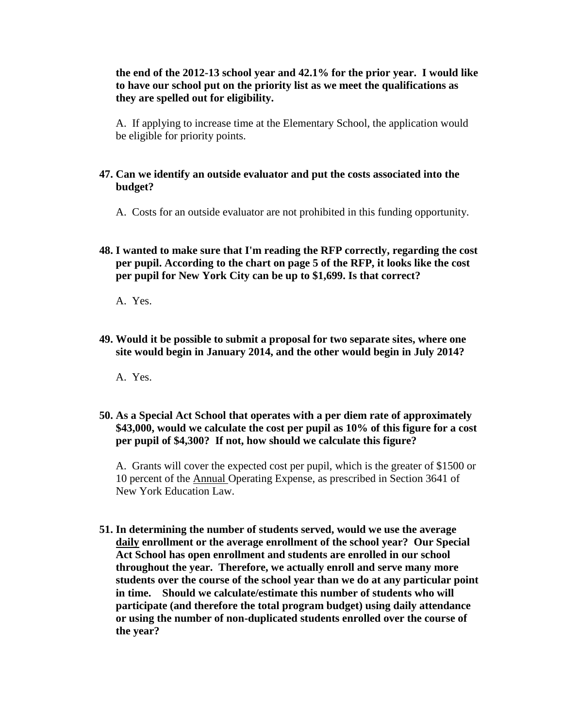**the end of the 2012-13 school year and 42.1% for the prior year. I would like to have our school put on the priority list as we meet the qualifications as they are spelled out for eligibility.**

A. If applying to increase time at the Elementary School, the application would be eligible for priority points.

**47. Can we identify an outside evaluator and put the costs associated into the budget?**

A. Costs for an outside evaluator are not prohibited in this funding opportunity.

**48. I wanted to make sure that I'm reading the RFP correctly, regarding the cost per pupil. According to the chart on page 5 of the RFP, it looks like the cost per pupil for New York City can be up to $1,699. Is that correct?**

A. Yes.

**49. Would it be possible to submit a proposal for two separate sites, where one site would begin in January 2014, and the other would begin in July 2014?**

A. Yes.

**50. As a Special Act School that operates with a per diem rate of approximately $43,000, would we calculate the cost per pupil as 10% of this figure for a cost per pupil of $4,300? If not, how should we calculate this figure?**

A. Grants will cover the expected cost per pupil, which is the greater of $1500 or 10 percent of the Annual Operating Expense, as prescribed in Section 3641 of New York Education Law.

**51. In determining the number of students served, would we use the average daily enrollment or the average enrollment of the school year? Our Special Act School has open enrollment and students are enrolled in our school throughout the year. Therefore, we actually enroll and serve many more students over the course of the school year than we do at any particular point in time. Should we calculate/estimate this number of students who will participate (and therefore the total program budget) using daily attendance or using the number of non-duplicated students enrolled over the course of the year?**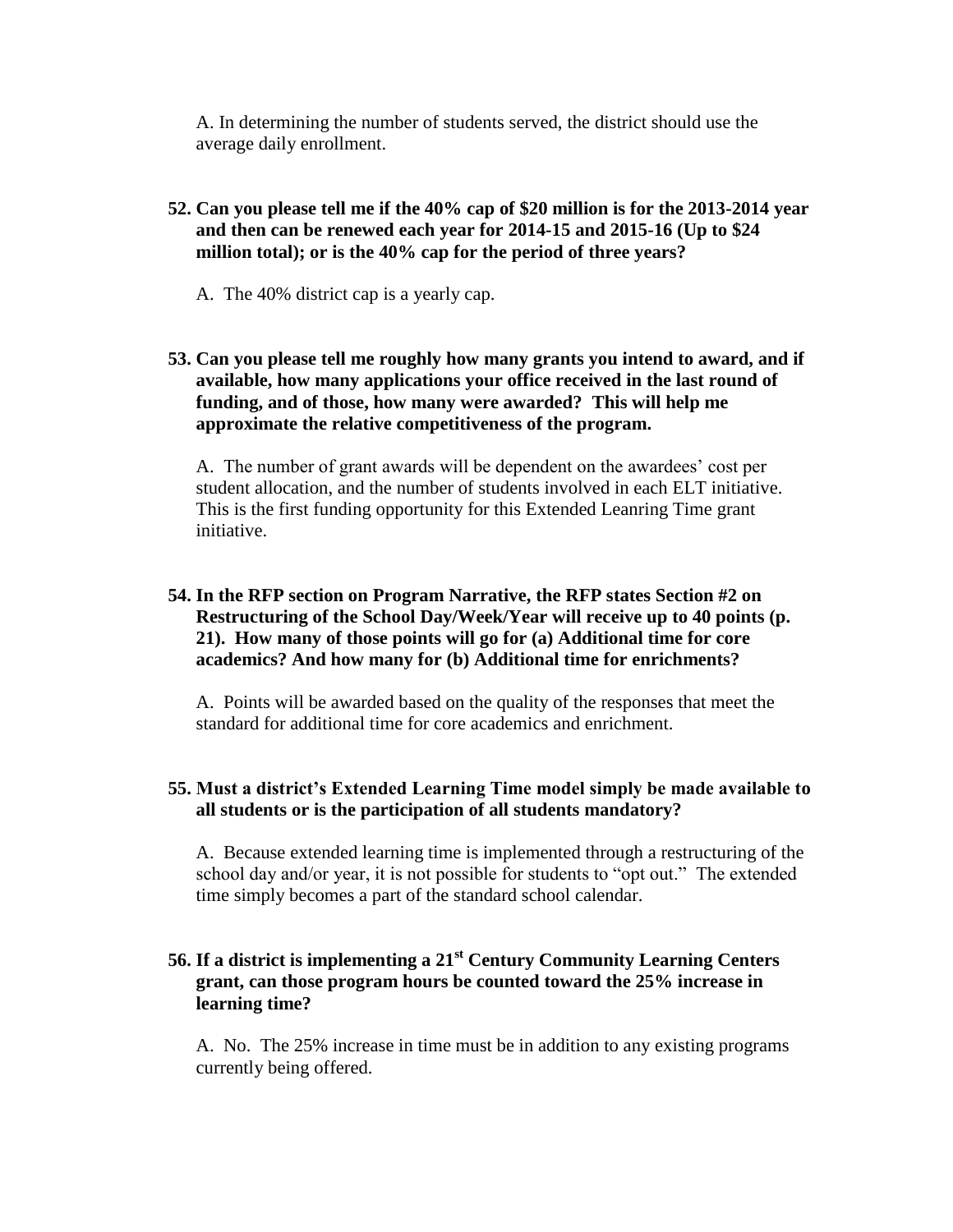A. In determining the number of students served, the district should use the average daily enrollment.

**52. Can you please tell me if the 40% cap of $20 million is for the 2013-2014 year and then can be renewed each year for 2014-15 and 2015-16 (Up to $24 million total); or is the 40% cap for the period of three years?**

A. The 40% district cap is a yearly cap.

**53. Can you please tell me roughly how many grants you intend to award, and if available, how many applications your office received in the last round of funding, and of those, how many were awarded? This will help me approximate the relative competitiveness of the program.**

A. The number of grant awards will be dependent on the awardees' cost per student allocation, and the number of students involved in each ELT initiative. This is the first funding opportunity for this Extended Leanring Time grant initiative.

**54. In the RFP section on Program Narrative, the RFP states Section #2 on Restructuring of the School Day/Week/Year will receive up to 40 points (p. 21). How many of those points will go for (a) Additional time for core academics? And how many for (b) Additional time for enrichments?**

A. Points will be awarded based on the quality of the responses that meet the standard for additional time for core academics and enrichment.

**55. Must a district's Extended Learning Time model simply be made available to all students or is the participation of all students mandatory?**

A. Because extended learning time is implemented through a restructuring of the school day and/or year, it is not possible for students to "opt out." The extended time simply becomes a part of the standard school calendar.

**56. If a district is implementing a 21st Century Community Learning Centers grant, can those program hours be counted toward the 25% increase in learning time?**

A. No. The 25% increase in time must be in addition to any existing programs currently being offered.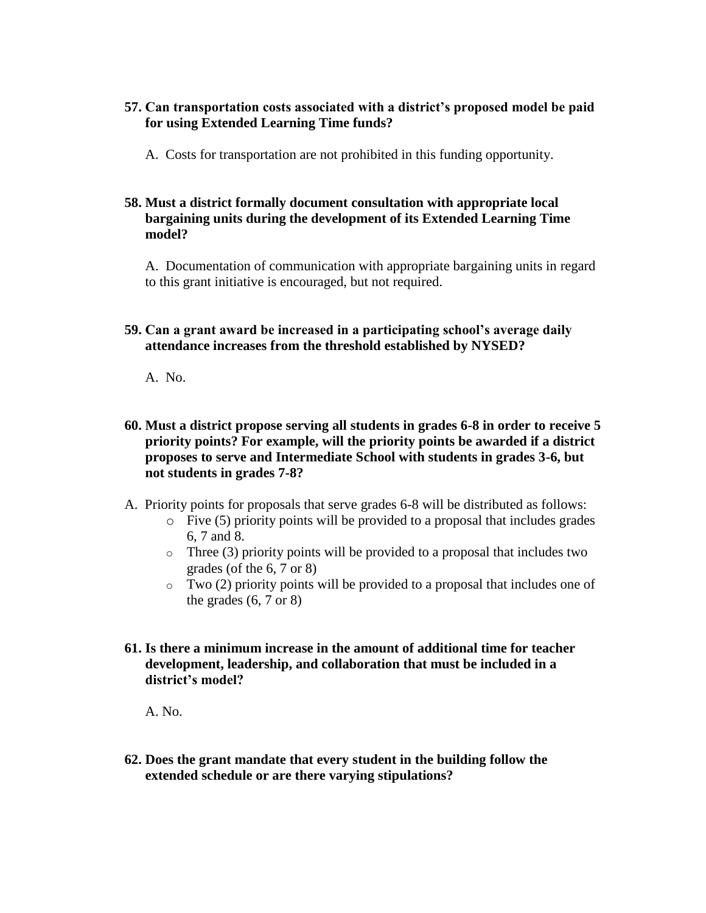**57. Can transportation costs associated with a district's proposed model be paid for using Extended Learning Time funds?**

A. Costs for transportation are not prohibited in this funding opportunity.

**58. Must a district formally document consultation with appropriate local bargaining units during the development of its Extended Learning Time model?**

A. Documentation of communication with appropriate bargaining units in regard to this grant initiative is encouraged, but not required.

**59. Can a grant award be increased in a participating school's average daily attendance increases from the threshold established by NYSED?**

A. No.

**60. Must a district propose serving all students in grades 6-8 in order to receive 5 priority points? For example, will the priority points be awarded if a district proposes to serve and Intermediate School with students in grades 3-6, but not students in grades 7-8?**

A. Priority points for proposals that serve grades 6-8 will be distributed as follows:

- Five (5) priority points will be provided to a proposal that includes grades 6, 7 and 8.
- Three (3) priority points will be provided to a proposal that includes two grades (of the 6, 7 or 8)
- Two (2) priority points will be provided to a proposal that includes one of the grades (6, 7 or 8)

**61. Is there a minimum increase in the amount of additional time for teacher development, leadership, and collaboration that must be included in a district's model?**

A. No.

**62. Does the grant mandate that every student in the building follow the extended schedule or are there varying stipulations?**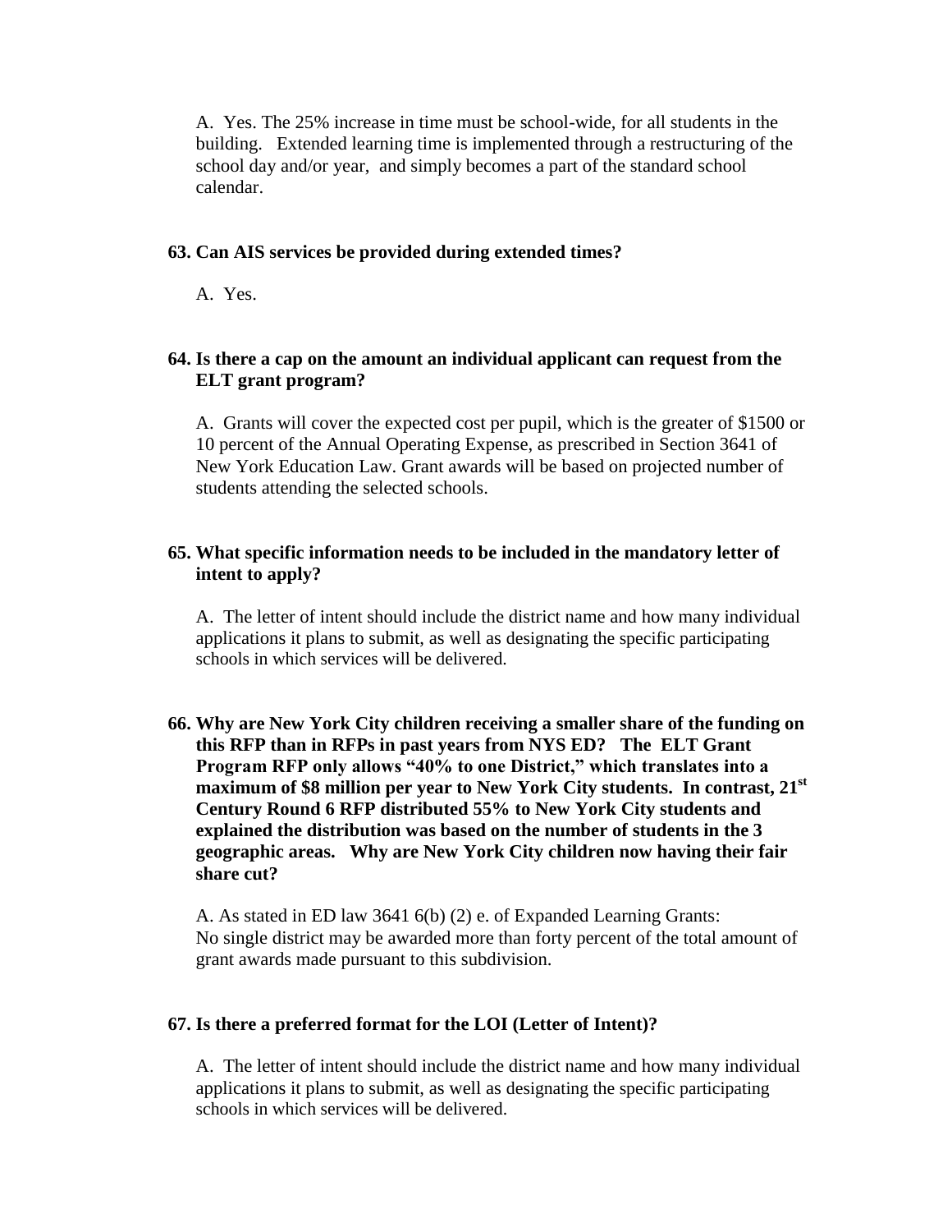A. Yes. The 25% increase in time must be school-wide, for all students in the building. Extended learning time is implemented through a restructuring of the school day and/or year, and simply becomes a part of the standard school calendar.

**63. Can AIS services be provided during extended times?**

A. Yes.

**64. Is there a cap on the amount an individual applicant can request from the ELT grant program?**

A. Grants will cover the expected cost per pupil, which is the greater of $1500 or 10 percent of the Annual Operating Expense, as prescribed in Section 3641 of New York Education Law. Grant awards will be based on projected number of students attending the selected schools.

**65. What specific information needs to be included in the mandatory letter of intent to apply?**

A. The letter of intent should include the district name and how many individual applications it plans to submit, as well as designating the specific participating schools in which services will be delivered.

**66. Why are New York City children receiving a smaller share of the funding on this RFP than in RFPs in past years from NYS ED? The ELT Grant Program RFP only allows "40% to one District," which translates into a maximum of $8 million per year to New York City students. In contrast, 21st Century Round 6 RFP distributed 55% to New York City students and explained the distribution was based on the number of students in the 3 geographic areas. Why are New York City children now having their fair share cut?**

A. As stated in ED law 3641 6(b) (2) e. of Expanded Learning Grants:
No single district may be awarded more than forty percent of the total amount of grant awards made pursuant to this subdivision.

**67. Is there a preferred format for the LOI (Letter of Intent)?**

A. The letter of intent should include the district name and how many individual applications it plans to submit, as well as designating the specific participating schools in which services will be delivered.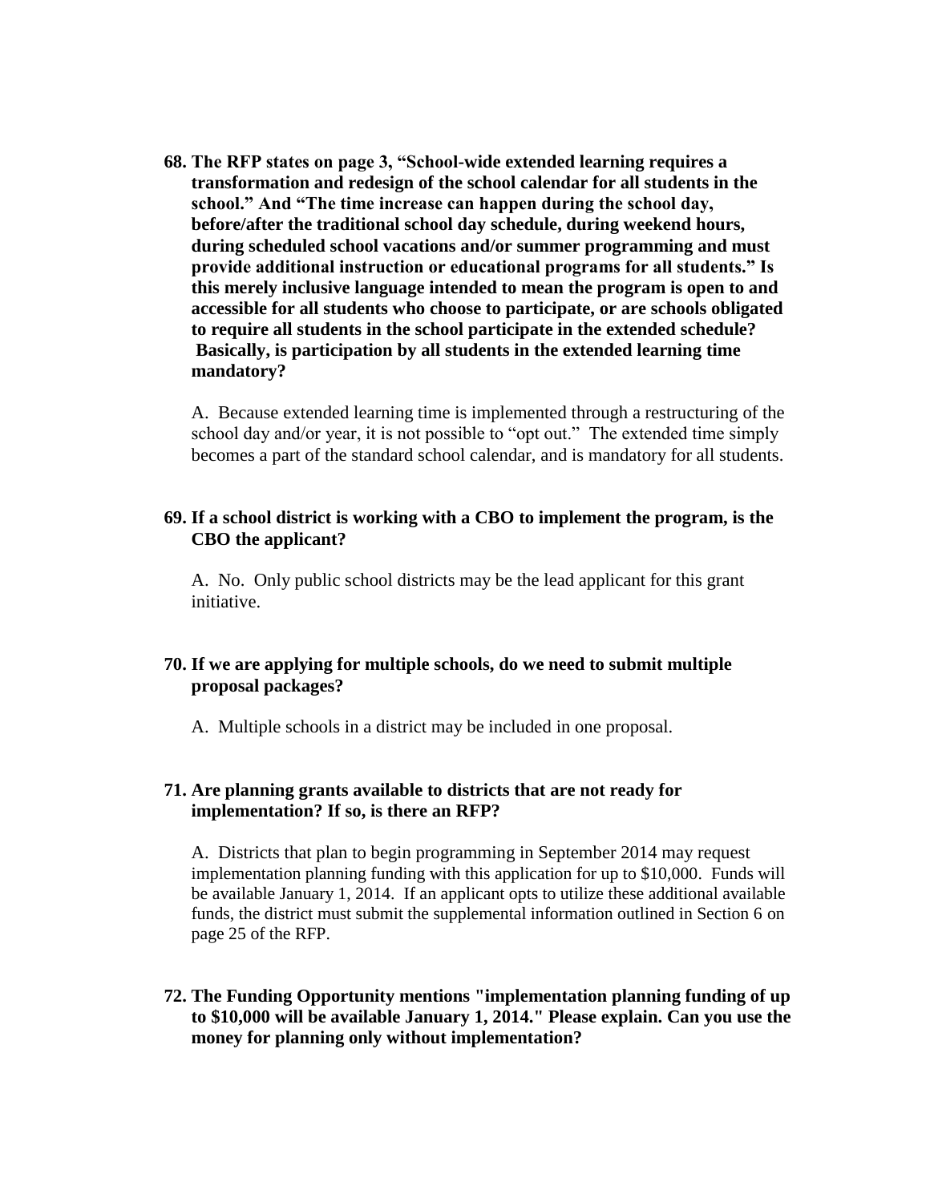**68. The RFP states on page 3, "School-wide extended learning requires a transformation and redesign of the school calendar for all students in the school." And "The time increase can happen during the school day, before/after the traditional school day schedule, during weekend hours, during scheduled school vacations and/or summer programming and must provide additional instruction or educational programs for all students." Is this merely inclusive language intended to mean the program is open to and accessible for all students who choose to participate, or are schools obligated to require all students in the school participate in the extended schedule? Basically, is participation by all students in the extended learning time mandatory?**

A. Because extended learning time is implemented through a restructuring of the school day and/or year, it is not possible to "opt out." The extended time simply becomes a part of the standard school calendar, and is mandatory for all students.

**69. If a school district is working with a CBO to implement the program, is the CBO the applicant?**

A. No. Only public school districts may be the lead applicant for this grant initiative.

**70. If we are applying for multiple schools, do we need to submit multiple proposal packages?**

A. Multiple schools in a district may be included in one proposal.

**71. Are planning grants available to districts that are not ready for implementation? If so, is there an RFP?**

A. Districts that plan to begin programming in September 2014 may request implementation planning funding with this application for up to $10,000. Funds will be available January 1, 2014. If an applicant opts to utilize these additional available funds, the district must submit the supplemental information outlined in Section 6 on page 25 of the RFP.

**72. The Funding Opportunity mentions "implementation planning funding of up to $10,000 will be available January 1, 2014." Please explain. Can you use the money for planning only without implementation?**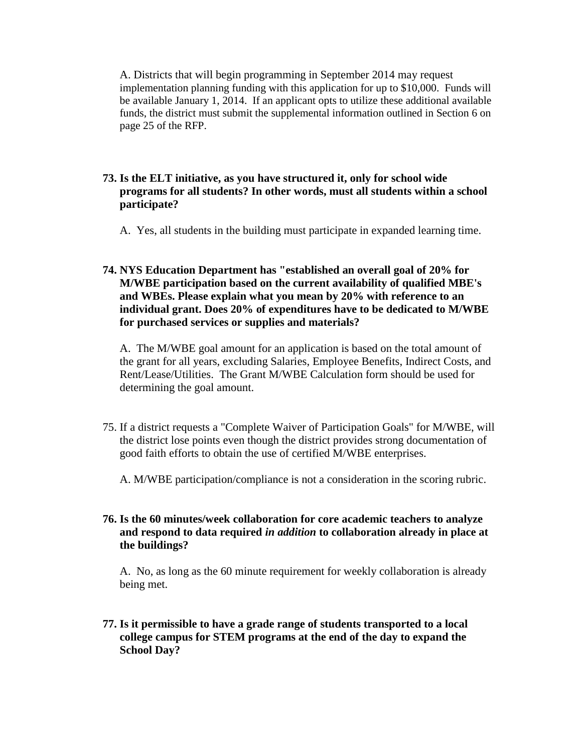A. Districts that will begin programming in September 2014 may request implementation planning funding with this application for up to $10,000. Funds will be available January 1, 2014. If an applicant opts to utilize these additional available funds, the district must submit the supplemental information outlined in Section 6 on page 25 of the RFP.

**73. Is the ELT initiative, as you have structured it, only for school wide programs for all students? In other words, must all students within a school participate?**

A. Yes, all students in the building must participate in expanded learning time.

**74. NYS Education Department has "established an overall goal of 20% for M/WBE participation based on the current availability of qualified MBE's and WBEs. Please explain what you mean by 20% with reference to an individual grant. Does 20% of expenditures have to be dedicated to M/WBE for purchased services or supplies and materials?**

A. The M/WBE goal amount for an application is based on the total amount of the grant for all years, excluding Salaries, Employee Benefits, Indirect Costs, and Rent/Lease/Utilities. The Grant M/WBE Calculation form should be used for determining the goal amount.

75. If a district requests a "Complete Waiver of Participation Goals" for M/WBE, will the district lose points even though the district provides strong documentation of good faith efforts to obtain the use of certified M/WBE enterprises.

A. M/WBE participation/compliance is not a consideration in the scoring rubric.

**76. Is the 60 minutes/week collaboration for core academic teachers to analyze and respond to data required *in addition* to collaboration already in place at the buildings?**

A. No, as long as the 60 minute requirement for weekly collaboration is already being met.

**77. Is it permissible to have a grade range of students transported to a local college campus for STEM programs at the end of the day to expand the School Day?**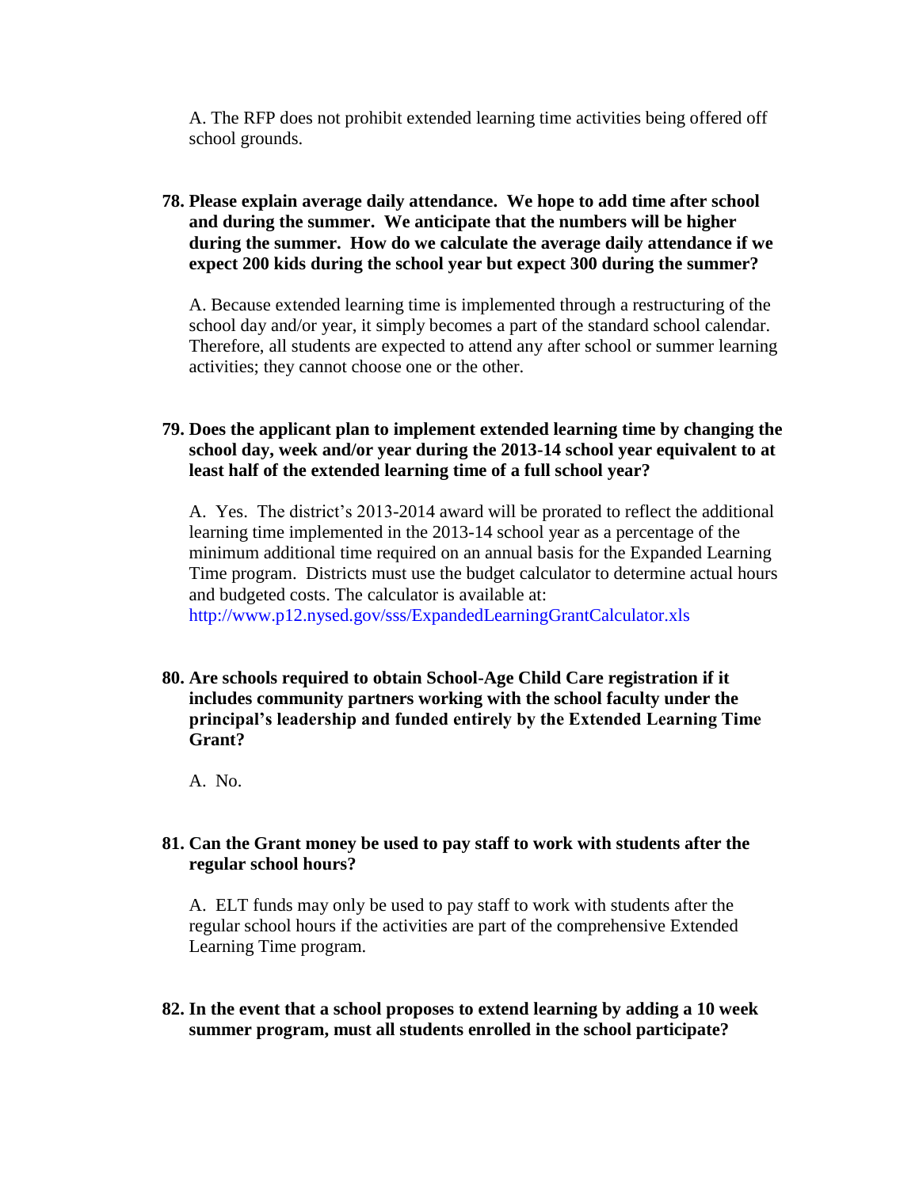A. The RFP does not prohibit extended learning time activities being offered off school grounds.

**78. Please explain average daily attendance. We hope to add time after school and during the summer. We anticipate that the numbers will be higher during the summer. How do we calculate the average daily attendance if we expect 200 kids during the school year but expect 300 during the summer?**

A. Because extended learning time is implemented through a restructuring of the school day and/or year, it simply becomes a part of the standard school calendar. Therefore, all students are expected to attend any after school or summer learning activities; they cannot choose one or the other.

**79. Does the applicant plan to implement extended learning time by changing the school day, week and/or year during the 2013-14 school year equivalent to at least half of the extended learning time of a full school year?**

A. Yes. The district's 2013-2014 award will be prorated to reflect the additional learning time implemented in the 2013-14 school year as a percentage of the minimum additional time required on an annual basis for the Expanded Learning Time program. Districts must use the budget calculator to determine actual hours and budgeted costs. The calculator is available at: http://www.p12.nysed.gov/sss/ExpandedLearningGrantCalculator.xls

**80. Are schools required to obtain School-Age Child Care registration if it includes community partners working with the school faculty under the principal's leadership and funded entirely by the Extended Learning Time Grant?**

A. No.

**81. Can the Grant money be used to pay staff to work with students after the regular school hours?**

A. ELT funds may only be used to pay staff to work with students after the regular school hours if the activities are part of the comprehensive Extended Learning Time program.

**82. In the event that a school proposes to extend learning by adding a 10 week summer program, must all students enrolled in the school participate?**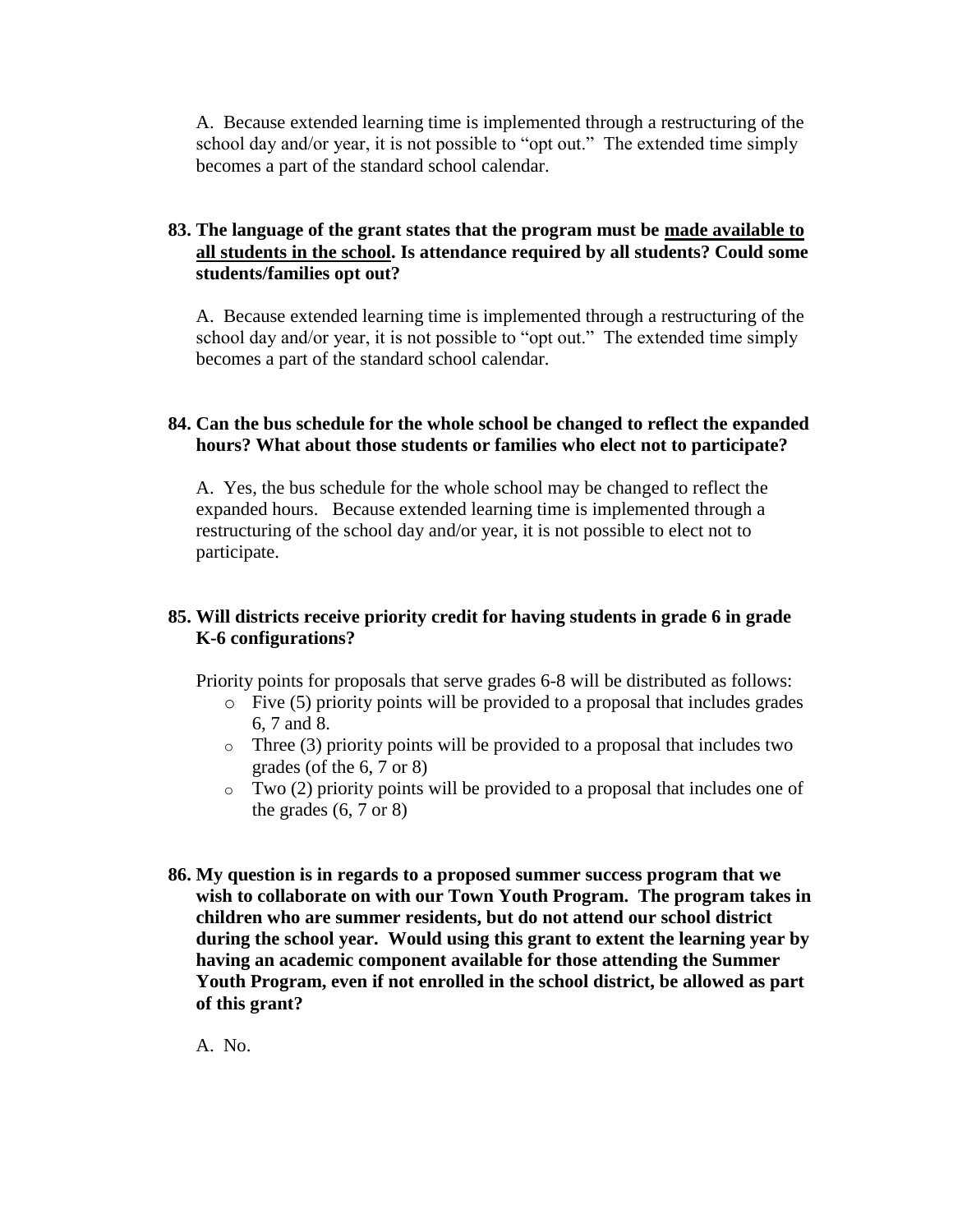A. Because extended learning time is implemented through a restructuring of the school day and/or year, it is not possible to "opt out." The extended time simply becomes a part of the standard school calendar.

**83. The language of the grant states that the program must be <u>made available to all students in the school</u>. Is attendance required by all students? Could some students/families opt out?**

A. Because extended learning time is implemented through a restructuring of the school day and/or year, it is not possible to "opt out." The extended time simply becomes a part of the standard school calendar.

**84. Can the bus schedule for the whole school be changed to reflect the expanded hours? What about those students or families who elect not to participate?**

A. Yes, the bus schedule for the whole school may be changed to reflect the expanded hours. Because extended learning time is implemented through a restructuring of the school day and/or year, it is not possible to elect not to participate.

**85. Will districts receive priority credit for having students in grade 6 in grade K-6 configurations?**

Priority points for proposals that serve grades 6-8 will be distributed as follows:

- Five (5) priority points will be provided to a proposal that includes grades 6, 7 and 8.
- Three (3) priority points will be provided to a proposal that includes two grades (of the 6, 7 or 8)
- Two (2) priority points will be provided to a proposal that includes one of the grades (6, 7 or 8)

**86. My question is in regards to a proposed summer success program that we wish to collaborate on with our Town Youth Program. The program takes in children who are summer residents, but do not attend our school district during the school year. Would using this grant to extent the learning year by having an academic component available for those attending the Summer Youth Program, even if not enrolled in the school district, be allowed as part of this grant?**

A. No.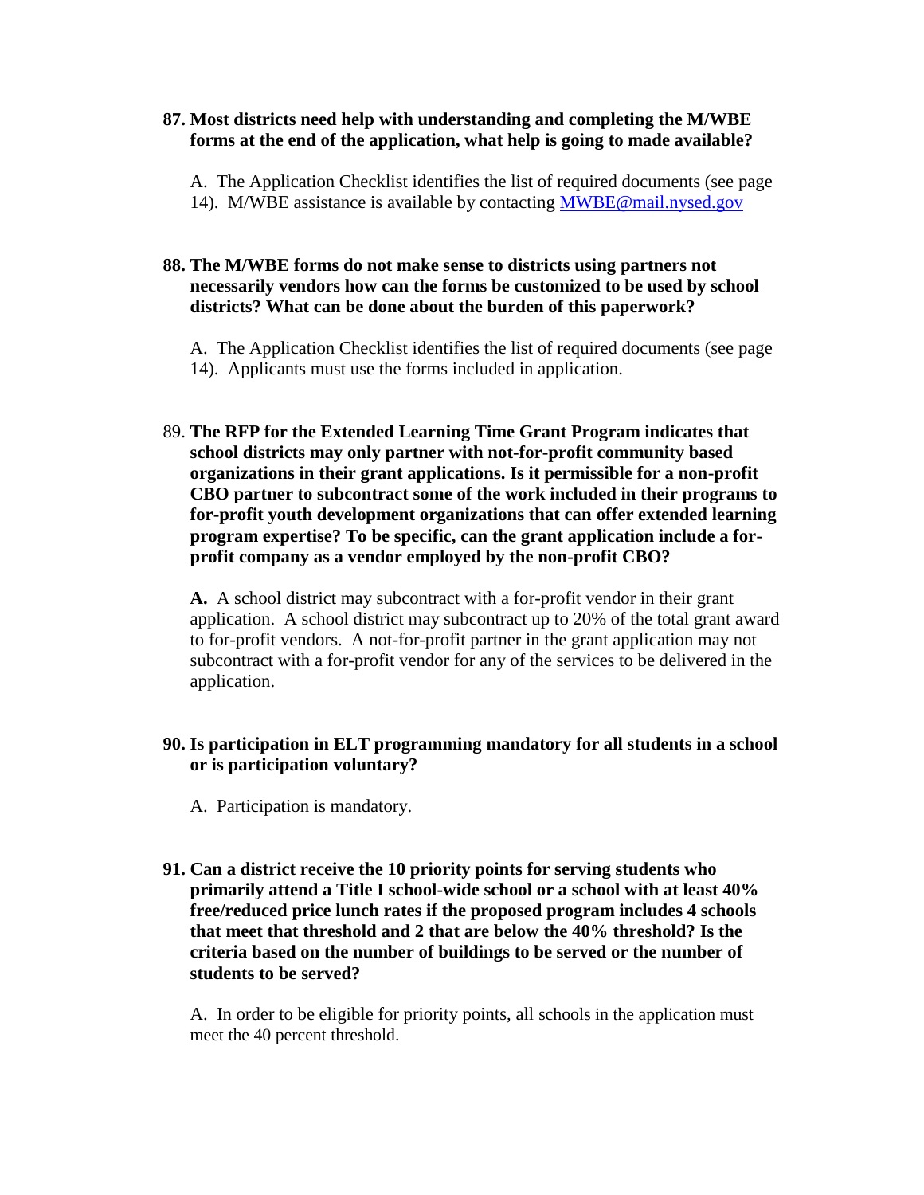**87. Most districts need help with understanding and completing the M/WBE forms at the end of the application, what help is going to made available?**

A. The Application Checklist identifies the list of required documents (see page 14). M/WBE assistance is available by contacting MWBE@mail.nysed.gov

**88. The M/WBE forms do not make sense to districts using partners not necessarily vendors how can the forms be customized to be used by school districts? What can be done about the burden of this paperwork?**

A. The Application Checklist identifies the list of required documents (see page 14). Applicants must use the forms included in application.

89. **The RFP for the Extended Learning Time Grant Program indicates that school districts may only partner with not-for-profit community based organizations in their grant applications. Is it permissible for a non-profit CBO partner to subcontract some of the work included in their programs to for-profit youth development organizations that can offer extended learning program expertise? To be specific, can the grant application include a for-profit company as a vendor employed by the non-profit CBO?**

**A.** A school district may subcontract with a for-profit vendor in their grant application. A school district may subcontract up to 20% of the total grant award to for-profit vendors. A not-for-profit partner in the grant application may not subcontract with a for-profit vendor for any of the services to be delivered in the application.

**90. Is participation in ELT programming mandatory for all students in a school or is participation voluntary?**

A. Participation is mandatory.

**91. Can a district receive the 10 priority points for serving students who primarily attend a Title I school-wide school or a school with at least 40% free/reduced price lunch rates if the proposed program includes 4 schools that meet that threshold and 2 that are below the 40% threshold? Is the criteria based on the number of buildings to be served or the number of students to be served?**

A. In order to be eligible for priority points, all schools in the application must meet the 40 percent threshold.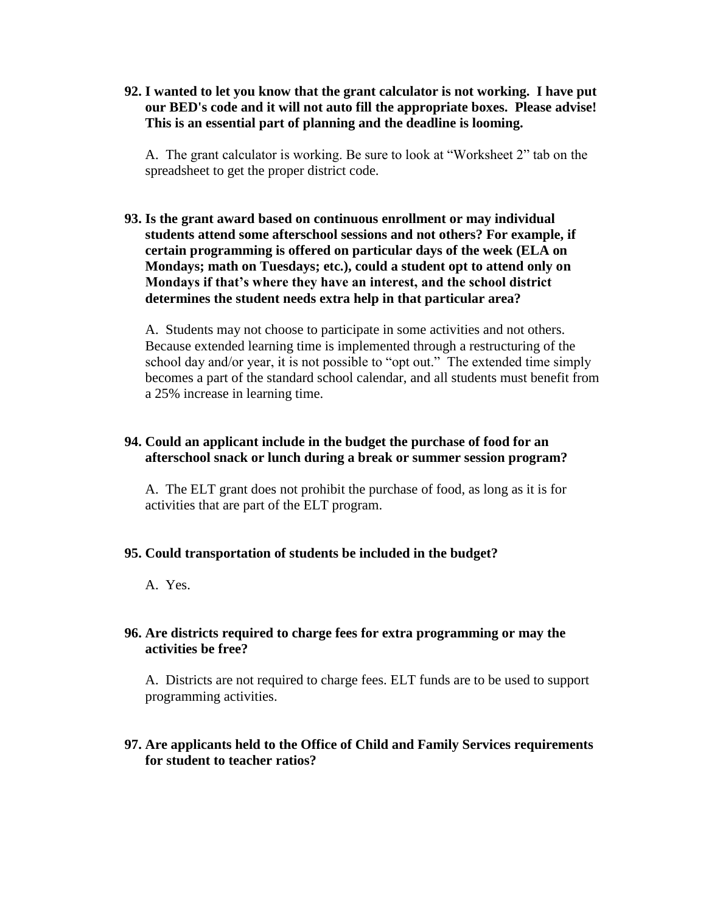**92. I wanted to let you know that the grant calculator is not working. I have put our BED's code and it will not auto fill the appropriate boxes. Please advise! This is an essential part of planning and the deadline is looming.**

A. The grant calculator is working. Be sure to look at "Worksheet 2" tab on the spreadsheet to get the proper district code.

**93. Is the grant award based on continuous enrollment or may individual students attend some afterschool sessions and not others? For example, if certain programming is offered on particular days of the week (ELA on Mondays; math on Tuesdays; etc.), could a student opt to attend only on Mondays if that's where they have an interest, and the school district determines the student needs extra help in that particular area?**

A. Students may not choose to participate in some activities and not others. Because extended learning time is implemented through a restructuring of the school day and/or year, it is not possible to "opt out." The extended time simply becomes a part of the standard school calendar, and all students must benefit from a 25% increase in learning time.

**94. Could an applicant include in the budget the purchase of food for an afterschool snack or lunch during a break or summer session program?**

A. The ELT grant does not prohibit the purchase of food, as long as it is for activities that are part of the ELT program.

**95. Could transportation of students be included in the budget?**

A. Yes.

**96. Are districts required to charge fees for extra programming or may the activities be free?**

A. Districts are not required to charge fees. ELT funds are to be used to support programming activities.

**97. Are applicants held to the Office of Child and Family Services requirements for student to teacher ratios?**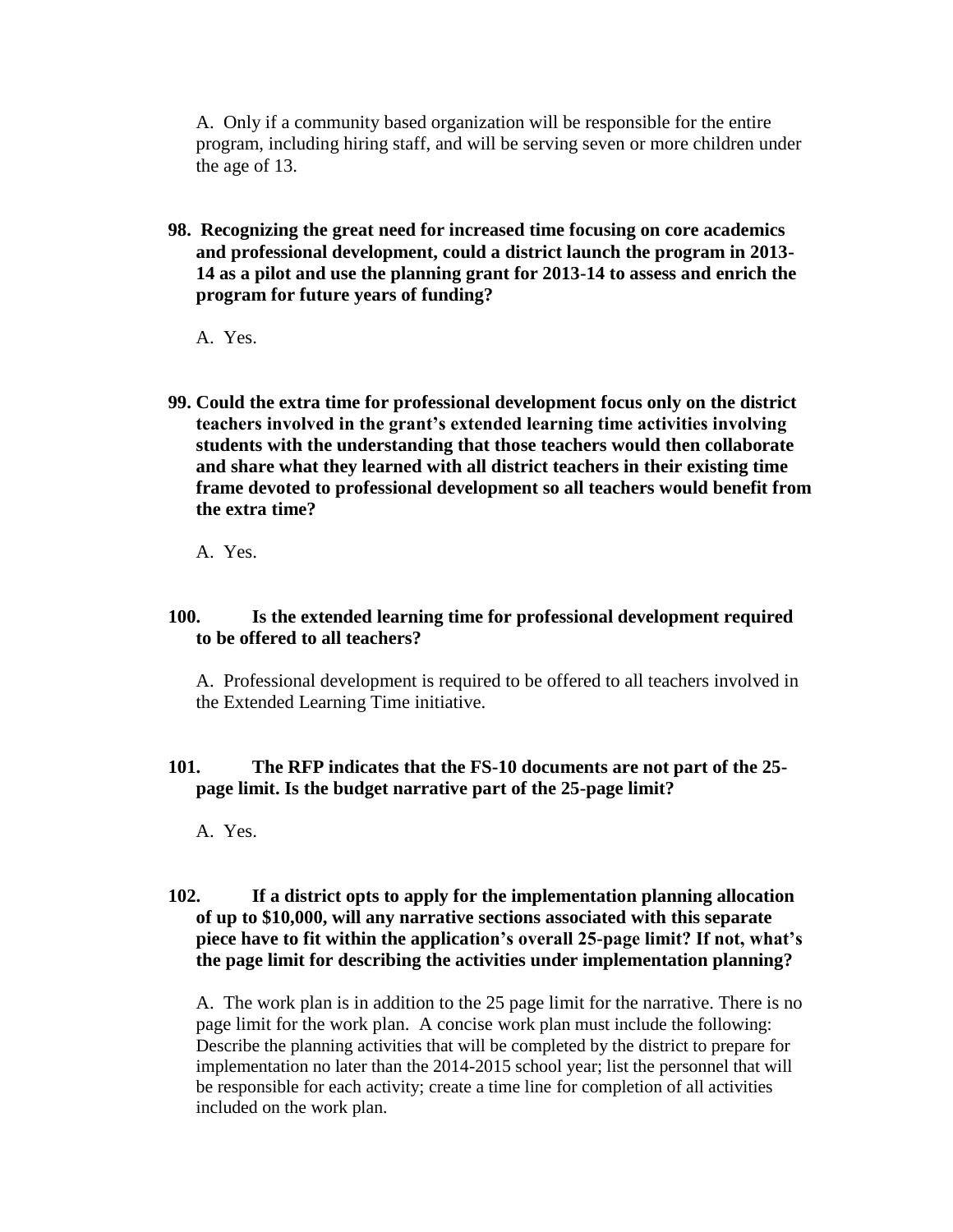A. Only if a community based organization will be responsible for the entire program, including hiring staff, and will be serving seven or more children under the age of 13.

**98. Recognizing the great need for increased time focusing on core academics and professional development, could a district launch the program in 2013-14 as a pilot and use the planning grant for 2013-14 to assess and enrich the program for future years of funding?**

A. Yes.

**99. Could the extra time for professional development focus only on the district teachers involved in the grant's extended learning time activities involving students with the understanding that those teachers would then collaborate and share what they learned with all district teachers in their existing time frame devoted to professional development so all teachers would benefit from the extra time?**

A. Yes.

**100. Is the extended learning time for professional development required to be offered to all teachers?**

A. Professional development is required to be offered to all teachers involved in the Extended Learning Time initiative.

**101. The RFP indicates that the FS-10 documents are not part of the 25-page limit. Is the budget narrative part of the 25-page limit?**

A. Yes.

**102. If a district opts to apply for the implementation planning allocation of up to $10,000, will any narrative sections associated with this separate piece have to fit within the application's overall 25-page limit? If not, what's the page limit for describing the activities under implementation planning?**

A. The work plan is in addition to the 25 page limit for the narrative. There is no page limit for the work plan. A concise work plan must include the following: Describe the planning activities that will be completed by the district to prepare for implementation no later than the 2014-2015 school year; list the personnel that will be responsible for each activity; create a time line for completion of all activities included on the work plan.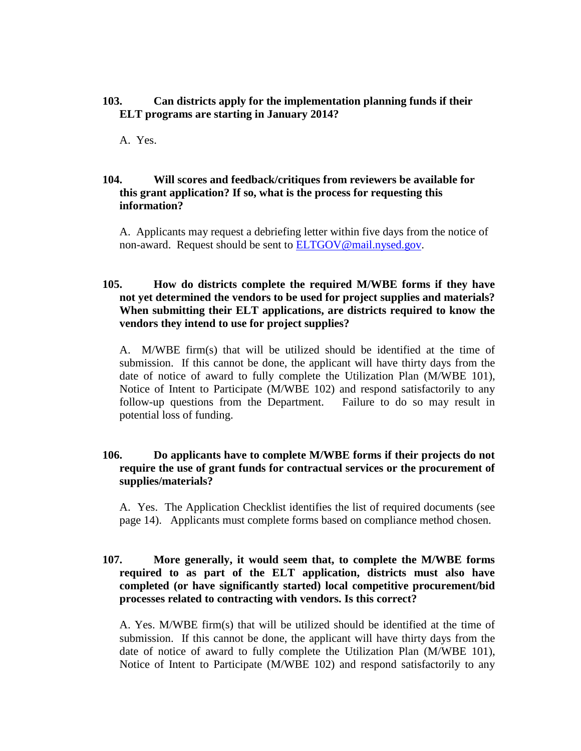**103. Can districts apply for the implementation planning funds if their ELT programs are starting in January 2014?**

A. Yes.

**104. Will scores and feedback/critiques from reviewers be available for this grant application? If so, what is the process for requesting this information?**

A. Applicants may request a debriefing letter within five days from the notice of non-award. Request should be sent to ELTGOV@mail.nysed.gov.

**105. How do districts complete the required M/WBE forms if they have not yet determined the vendors to be used for project supplies and materials? When submitting their ELT applications, are districts required to know the vendors they intend to use for project supplies?**

A. M/WBE firm(s) that will be utilized should be identified at the time of submission. If this cannot be done, the applicant will have thirty days from the date of notice of award to fully complete the Utilization Plan (M/WBE 101), Notice of Intent to Participate (M/WBE 102) and respond satisfactorily to any follow-up questions from the Department. Failure to do so may result in potential loss of funding.

**106. Do applicants have to complete M/WBE forms if their projects do not require the use of grant funds for contractual services or the procurement of supplies/materials?**

A. Yes. The Application Checklist identifies the list of required documents (see page 14). Applicants must complete forms based on compliance method chosen.

**107. More generally, it would seem that, to complete the M/WBE forms required to as part of the ELT application, districts must also have completed (or have significantly started) local competitive procurement/bid processes related to contracting with vendors. Is this correct?**

A. Yes. M/WBE firm(s) that will be utilized should be identified at the time of submission. If this cannot be done, the applicant will have thirty days from the date of notice of award to fully complete the Utilization Plan (M/WBE 101), Notice of Intent to Participate (M/WBE 102) and respond satisfactorily to any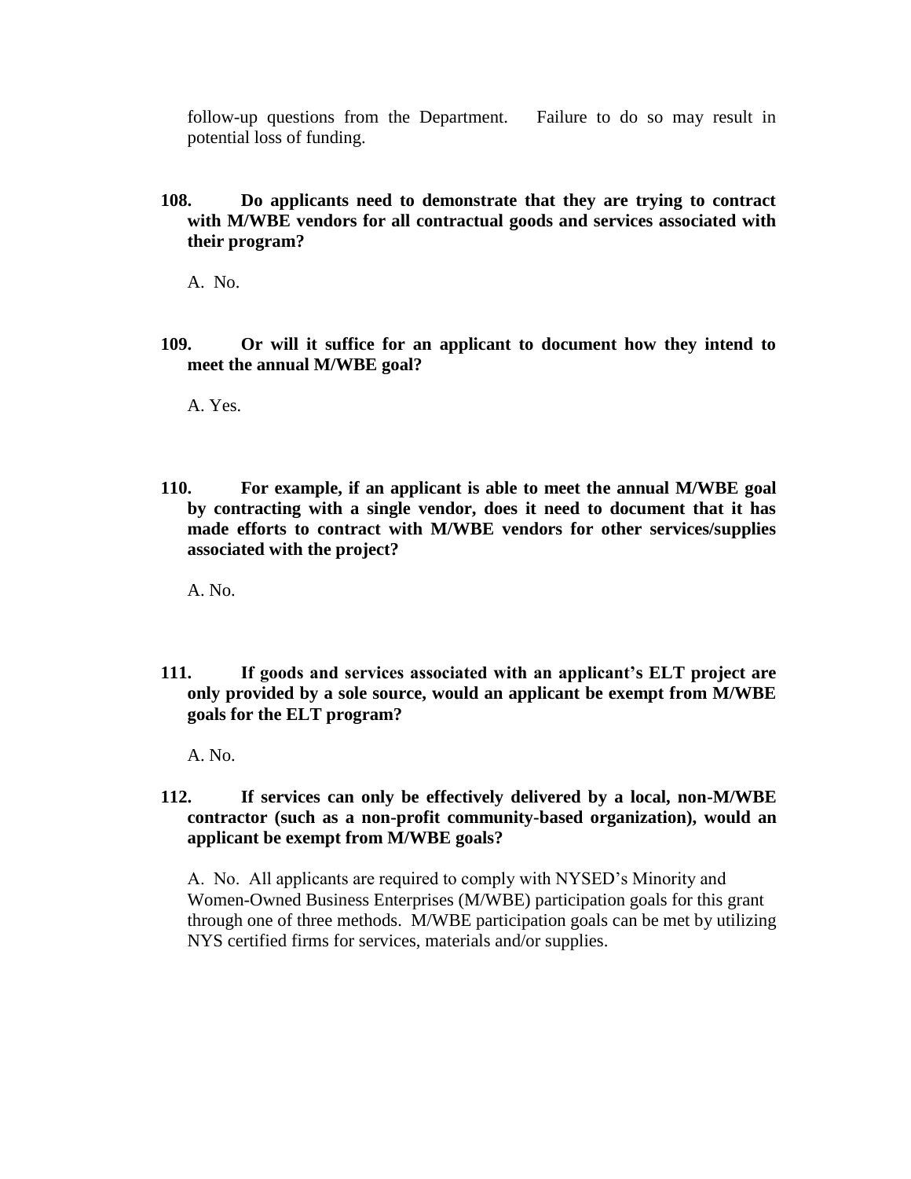follow-up questions from the Department. Failure to do so may result in potential loss of funding.

**108. Do applicants need to demonstrate that they are trying to contract with M/WBE vendors for all contractual goods and services associated with their program?**

A. No.

**109. Or will it suffice for an applicant to document how they intend to meet the annual M/WBE goal?**

A. Yes.

**110. For example, if an applicant is able to meet the annual M/WBE goal by contracting with a single vendor, does it need to document that it has made efforts to contract with M/WBE vendors for other services/supplies associated with the project?**

A. No.

**111. If goods and services associated with an applicant's ELT project are only provided by a sole source, would an applicant be exempt from M/WBE goals for the ELT program?**

A. No.

**112. If services can only be effectively delivered by a local, non-M/WBE contractor (such as a non-profit community-based organization), would an applicant be exempt from M/WBE goals?**

A. No. All applicants are required to comply with NYSED's Minority and Women-Owned Business Enterprises (M/WBE) participation goals for this grant through one of three methods. M/WBE participation goals can be met by utilizing NYS certified firms for services, materials and/or supplies.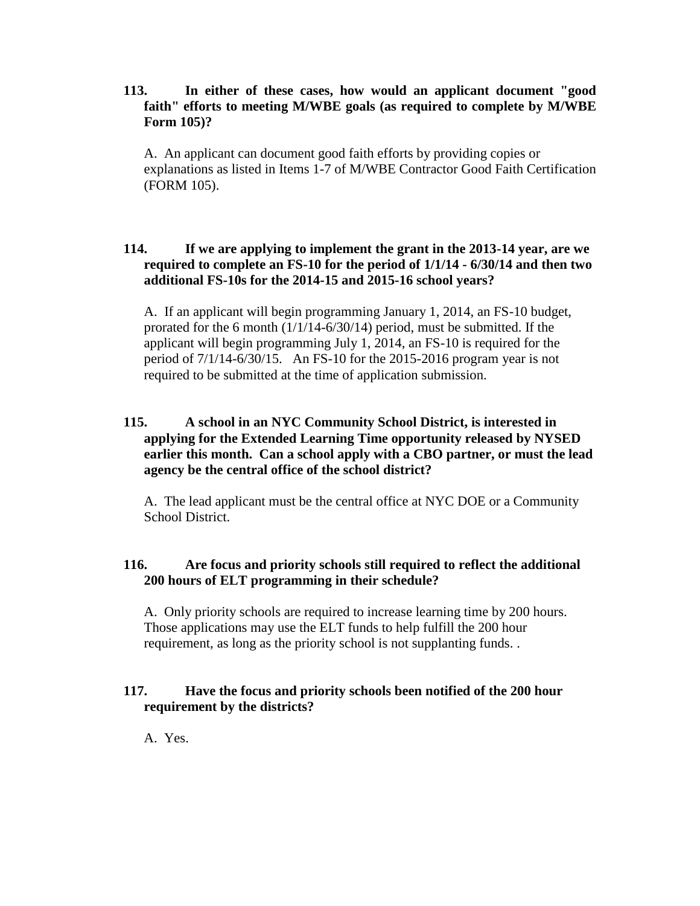**113. In either of these cases, how would an applicant document "good faith" efforts to meeting M/WBE goals (as required to complete by M/WBE Form 105)?**

A. An applicant can document good faith efforts by providing copies or explanations as listed in Items 1-7 of M/WBE Contractor Good Faith Certification (FORM 105).

**114. If we are applying to implement the grant in the 2013-14 year, are we required to complete an FS-10 for the period of 1/1/14 - 6/30/14 and then two additional FS-10s for the 2014-15 and 2015-16 school years?**

A. If an applicant will begin programming January 1, 2014, an FS-10 budget, prorated for the 6 month (1/1/14-6/30/14) period, must be submitted. If the applicant will begin programming July 1, 2014, an FS-10 is required for the period of 7/1/14-6/30/15. An FS-10 for the 2015-2016 program year is not required to be submitted at the time of application submission.

**115. A school in an NYC Community School District, is interested in applying for the Extended Learning Time opportunity released by NYSED earlier this month. Can a school apply with a CBO partner, or must the lead agency be the central office of the school district?**

A. The lead applicant must be the central office at NYC DOE or a Community School District.

**116. Are focus and priority schools still required to reflect the additional 200 hours of ELT programming in their schedule?**

A. Only priority schools are required to increase learning time by 200 hours. Those applications may use the ELT funds to help fulfill the 200 hour requirement, as long as the priority school is not supplanting funds. .

**117. Have the focus and priority schools been notified of the 200 hour requirement by the districts?**

A. Yes.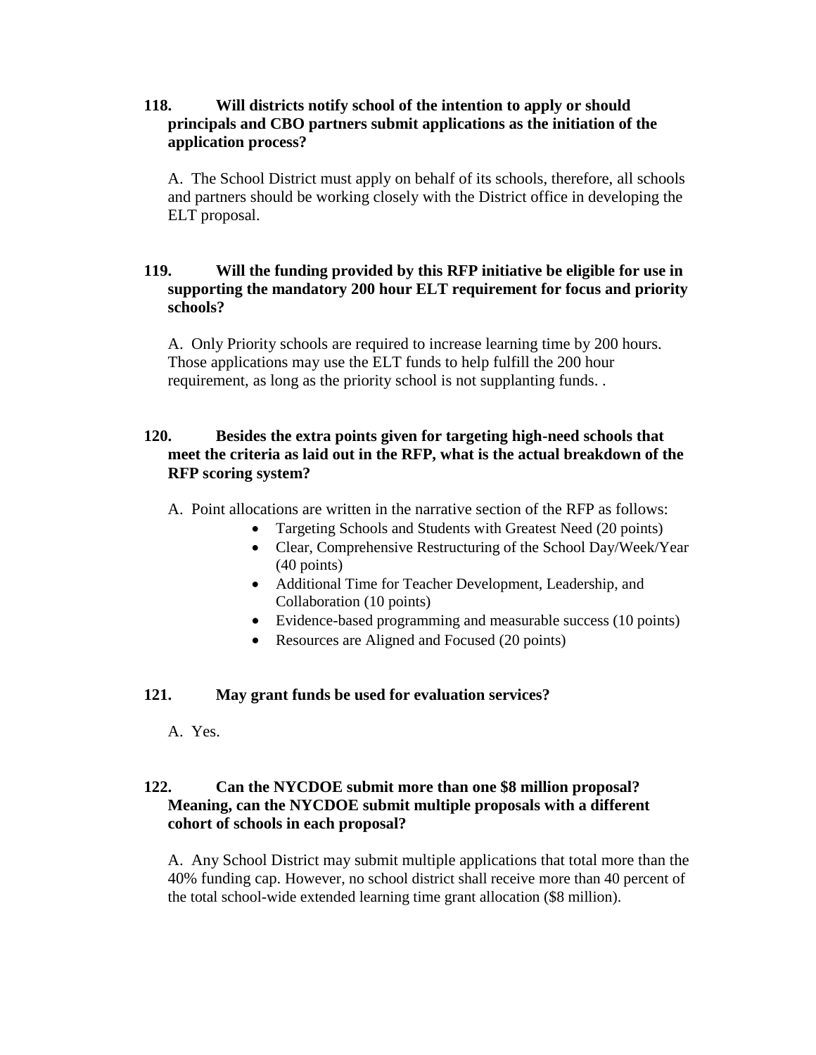**118. Will districts notify school of the intention to apply or should principals and CBO partners submit applications as the initiation of the application process?**

A. The School District must apply on behalf of its schools, therefore, all schools and partners should be working closely with the District office in developing the ELT proposal.

**119. Will the funding provided by this RFP initiative be eligible for use in supporting the mandatory 200 hour ELT requirement for focus and priority schools?**

A. Only Priority schools are required to increase learning time by 200 hours. Those applications may use the ELT funds to help fulfill the 200 hour requirement, as long as the priority school is not supplanting funds. .

**120. Besides the extra points given for targeting high-need schools that meet the criteria as laid out in the RFP, what is the actual breakdown of the RFP scoring system?**

A. Point allocations are written in the narrative section of the RFP as follows:

- Targeting Schools and Students with Greatest Need (20 points)
- Clear, Comprehensive Restructuring of the School Day/Week/Year (40 points)
- Additional Time for Teacher Development, Leadership, and Collaboration (10 points)
- Evidence-based programming and measurable success (10 points)
- Resources are Aligned and Focused (20 points)

**121. May grant funds be used for evaluation services?**

A. Yes.

**122. Can the NYCDOE submit more than one $8 million proposal? Meaning, can the NYCDOE submit multiple proposals with a different cohort of schools in each proposal?**

A. Any School District may submit multiple applications that total more than the 40% funding cap. However, no school district shall receive more than 40 percent of the total school-wide extended learning time grant allocation ($8 million).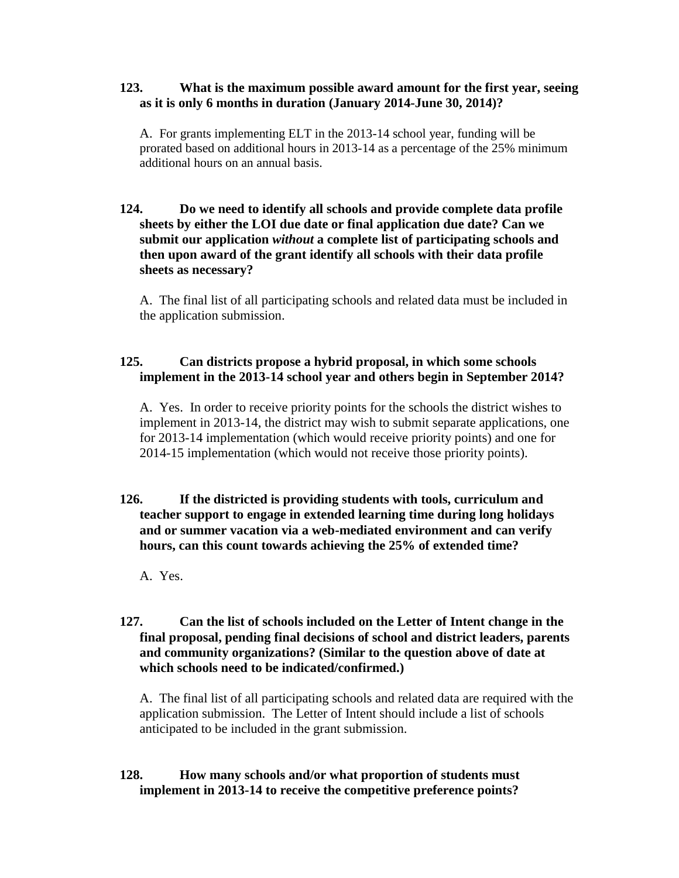**123. What is the maximum possible award amount for the first year, seeing as it is only 6 months in duration (January 2014-June 30, 2014)?**

A. For grants implementing ELT in the 2013-14 school year, funding will be prorated based on additional hours in 2013-14 as a percentage of the 25% minimum additional hours on an annual basis.

**124. Do we need to identify all schools and provide complete data profile sheets by either the LOI due date or final application due date? Can we submit our application *without* a complete list of participating schools and then upon award of the grant identify all schools with their data profile sheets as necessary?**

A. The final list of all participating schools and related data must be included in the application submission.

**125. Can districts propose a hybrid proposal, in which some schools implement in the 2013-14 school year and others begin in September 2014?**

A. Yes. In order to receive priority points for the schools the district wishes to implement in 2013-14, the district may wish to submit separate applications, one for 2013-14 implementation (which would receive priority points) and one for 2014-15 implementation (which would not receive those priority points).

**126. If the districted is providing students with tools, curriculum and teacher support to engage in extended learning time during long holidays and or summer vacation via a web-mediated environment and can verify hours, can this count towards achieving the 25% of extended time?**

A. Yes.

**127. Can the list of schools included on the Letter of Intent change in the final proposal, pending final decisions of school and district leaders, parents and community organizations? (Similar to the question above of date at which schools need to be indicated/confirmed.)**

A. The final list of all participating schools and related data are required with the application submission. The Letter of Intent should include a list of schools anticipated to be included in the grant submission.

**128. How many schools and/or what proportion of students must implement in 2013-14 to receive the competitive preference points?**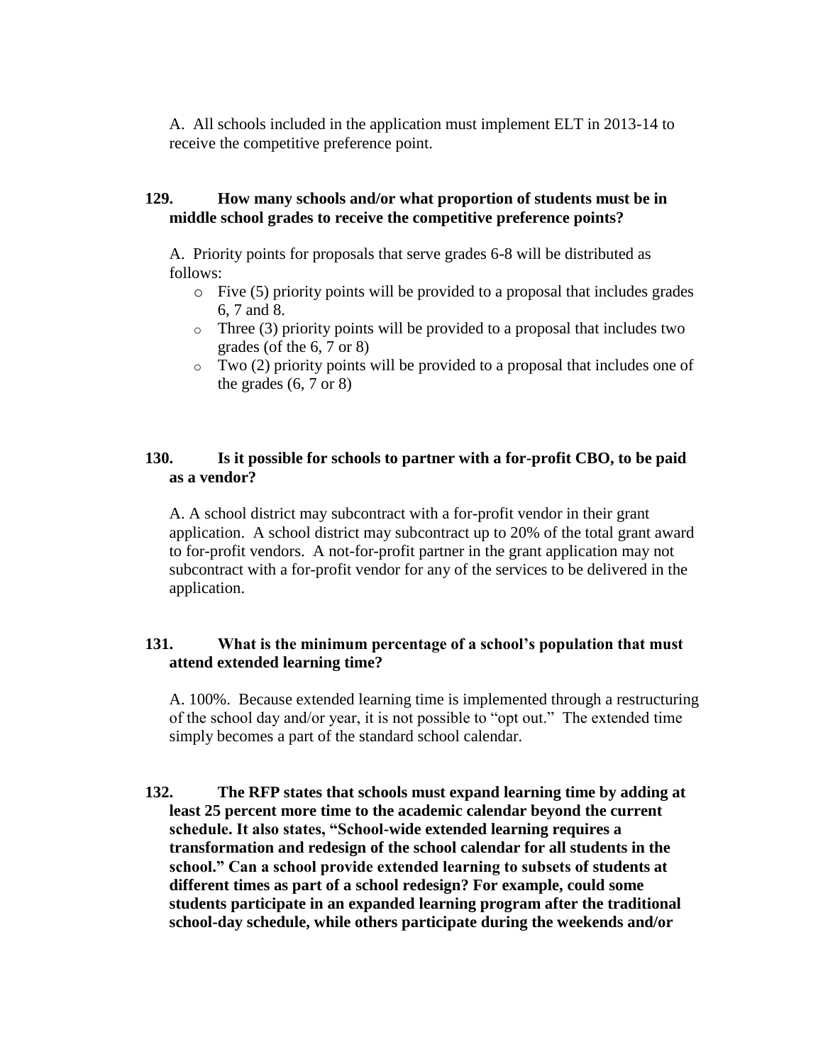A. All schools included in the application must implement ELT in 2013-14 to receive the competitive preference point.

**129. How many schools and/or what proportion of students must be in middle school grades to receive the competitive preference points?**

A. Priority points for proposals that serve grades 6-8 will be distributed as follows:

- Five (5) priority points will be provided to a proposal that includes grades 6, 7 and 8.
- Three (3) priority points will be provided to a proposal that includes two grades (of the 6, 7 or 8)
- Two (2) priority points will be provided to a proposal that includes one of the grades (6, 7 or 8)

**130. Is it possible for schools to partner with a for-profit CBO, to be paid as a vendor?**

A. A school district may subcontract with a for-profit vendor in their grant application. A school district may subcontract up to 20% of the total grant award to for-profit vendors. A not-for-profit partner in the grant application may not subcontract with a for-profit vendor for any of the services to be delivered in the application.

**131. What is the minimum percentage of a school's population that must attend extended learning time?**

A. 100%. Because extended learning time is implemented through a restructuring of the school day and/or year, it is not possible to "opt out." The extended time simply becomes a part of the standard school calendar.

**132. The RFP states that schools must expand learning time by adding at least 25 percent more time to the academic calendar beyond the current schedule. It also states, "School-wide extended learning requires a transformation and redesign of the school calendar for all students in the school." Can a school provide extended learning to subsets of students at different times as part of a school redesign? For example, could some students participate in an expanded learning program after the traditional school-day schedule, while others participate during the weekends and/or**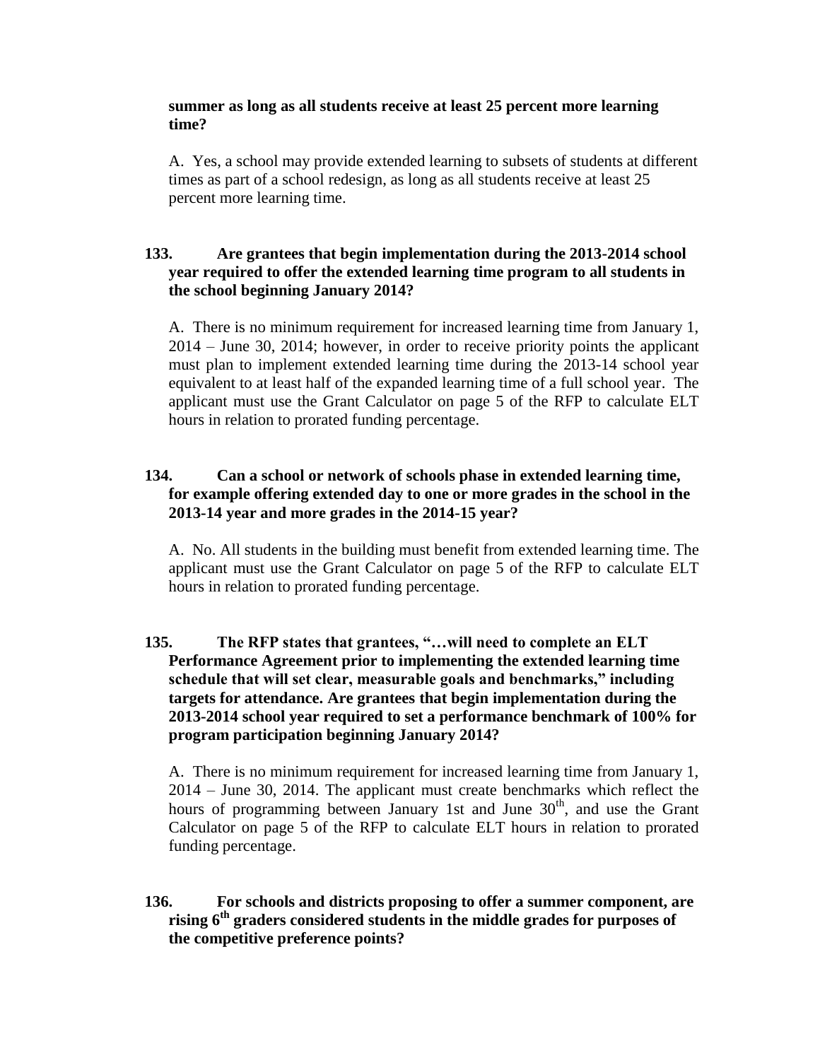**summer as long as all students receive at least 25 percent more learning time?**

A. Yes, a school may provide extended learning to subsets of students at different times as part of a school redesign, as long as all students receive at least 25 percent more learning time.

**133. Are grantees that begin implementation during the 2013-2014 school year required to offer the extended learning time program to all students in the school beginning January 2014?**

A. There is no minimum requirement for increased learning time from January 1, 2014 – June 30, 2014; however, in order to receive priority points the applicant must plan to implement extended learning time during the 2013-14 school year equivalent to at least half of the expanded learning time of a full school year. The applicant must use the Grant Calculator on page 5 of the RFP to calculate ELT hours in relation to prorated funding percentage.

**134. Can a school or network of schools phase in extended learning time, for example offering extended day to one or more grades in the school in the 2013-14 year and more grades in the 2014-15 year?**

A. No. All students in the building must benefit from extended learning time. The applicant must use the Grant Calculator on page 5 of the RFP to calculate ELT hours in relation to prorated funding percentage.

**135. The RFP states that grantees, "…will need to complete an ELT Performance Agreement prior to implementing the extended learning time schedule that will set clear, measurable goals and benchmarks," including targets for attendance. Are grantees that begin implementation during the 2013-2014 school year required to set a performance benchmark of 100% for program participation beginning January 2014?**

A. There is no minimum requirement for increased learning time from January 1, 2014 – June 30, 2014. The applicant must create benchmarks which reflect the hours of programming between January 1st and June 30th, and use the Grant Calculator on page 5 of the RFP to calculate ELT hours in relation to prorated funding percentage.

**136. For schools and districts proposing to offer a summer component, are rising 6th graders considered students in the middle grades for purposes of the competitive preference points?**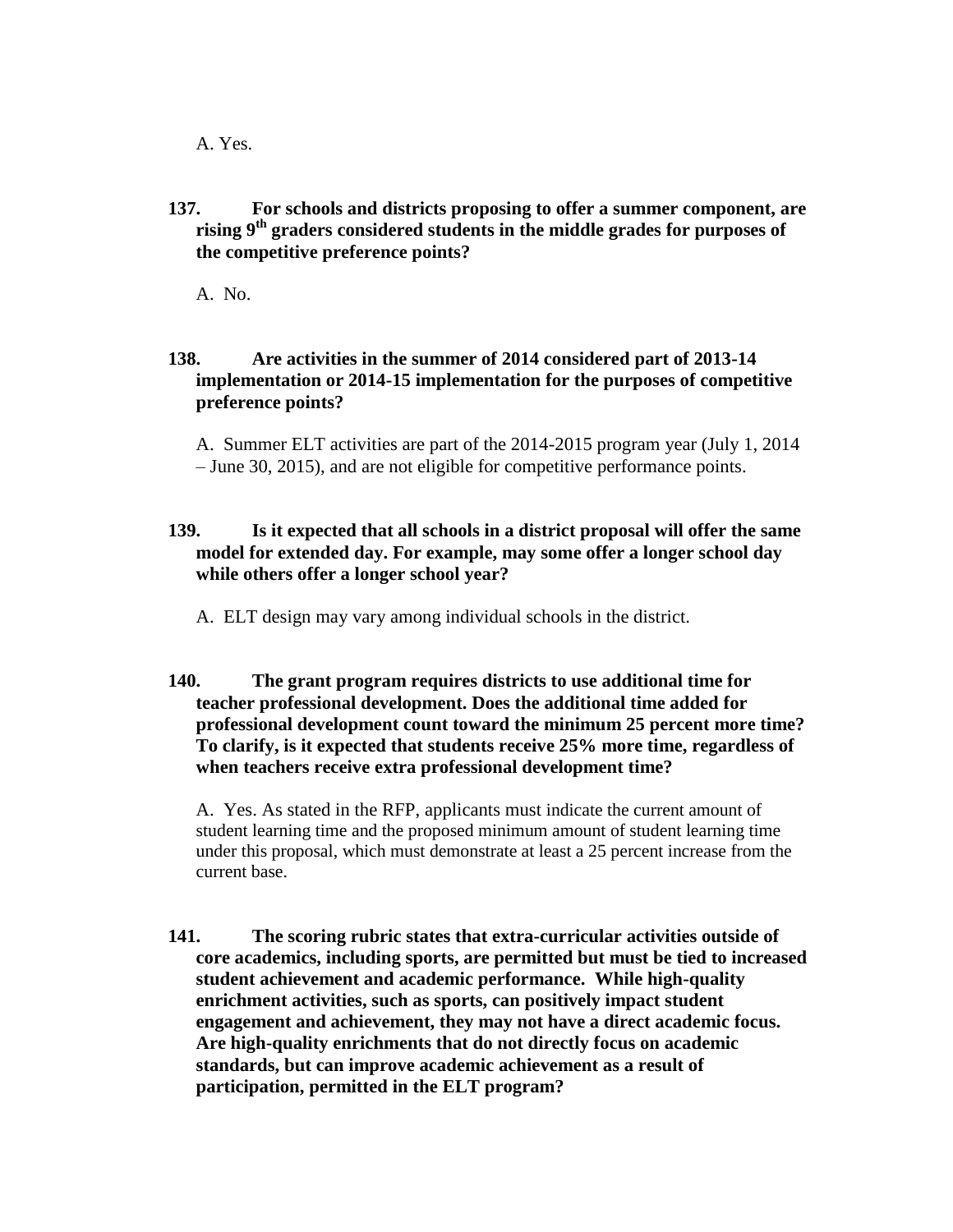A. Yes.

**137. For schools and districts proposing to offer a summer component, are rising 9th graders considered students in the middle grades for purposes of the competitive preference points?**

A. No.

**138. Are activities in the summer of 2014 considered part of 2013-14 implementation or 2014-15 implementation for the purposes of competitive preference points?**

A. Summer ELT activities are part of the 2014-2015 program year (July 1, 2014 – June 30, 2015), and are not eligible for competitive performance points.

**139. Is it expected that all schools in a district proposal will offer the same model for extended day. For example, may some offer a longer school day while others offer a longer school year?**

A. ELT design may vary among individual schools in the district.

**140. The grant program requires districts to use additional time for teacher professional development. Does the additional time added for professional development count toward the minimum 25 percent more time? To clarify, is it expected that students receive 25% more time, regardless of when teachers receive extra professional development time?**

A. Yes. As stated in the RFP, applicants must indicate the current amount of student learning time and the proposed minimum amount of student learning time under this proposal, which must demonstrate at least a 25 percent increase from the current base.

**141. The scoring rubric states that extra-curricular activities outside of core academics, including sports, are permitted but must be tied to increased student achievement and academic performance. While high-quality enrichment activities, such as sports, can positively impact student engagement and achievement, they may not have a direct academic focus. Are high-quality enrichments that do not directly focus on academic standards, but can improve academic achievement as a result of participation, permitted in the ELT program?**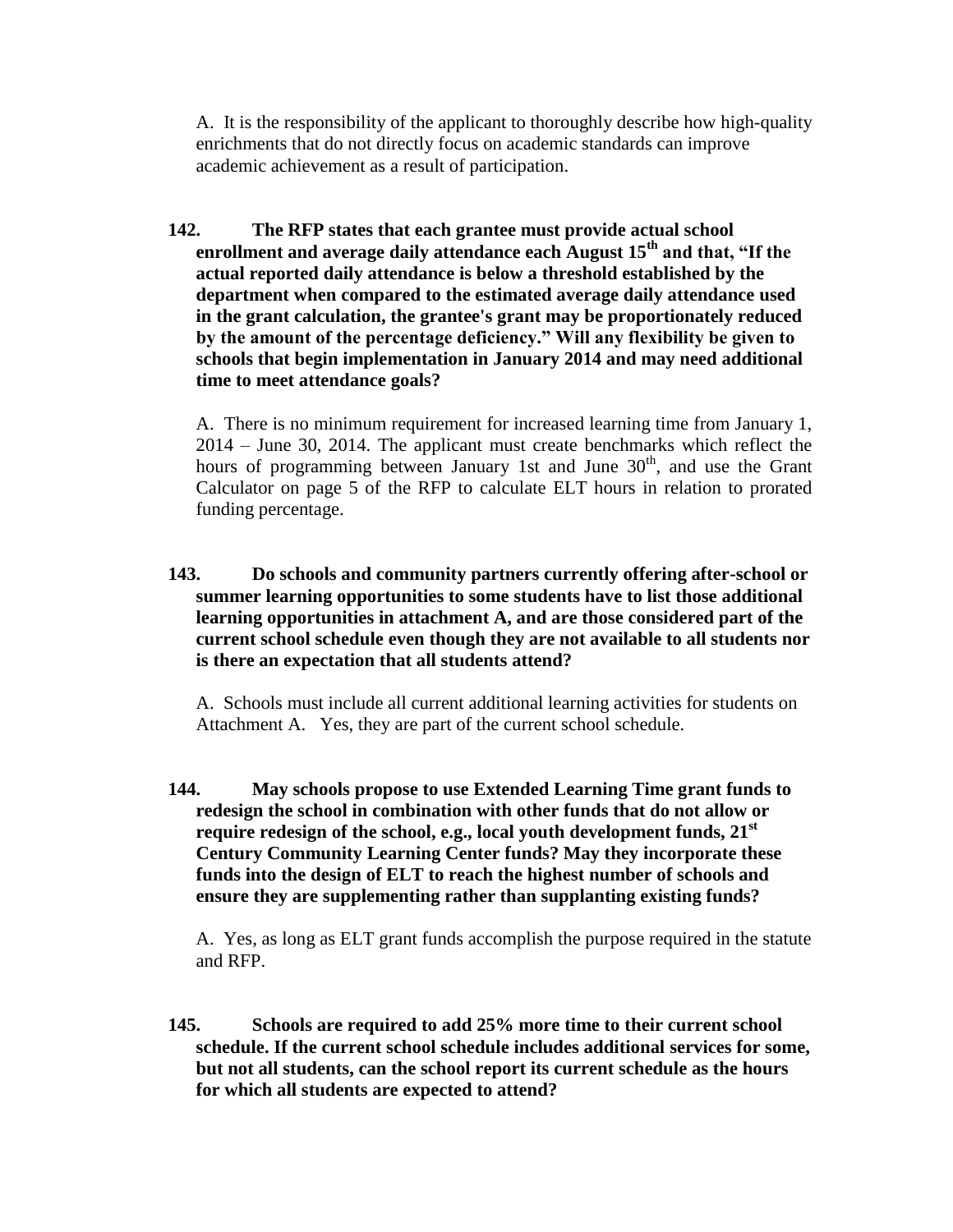A. It is the responsibility of the applicant to thoroughly describe how high-quality enrichments that do not directly focus on academic standards can improve academic achievement as a result of participation.

**142. The RFP states that each grantee must provide actual school enrollment and average daily attendance each August 15th and that, "If the actual reported daily attendance is below a threshold established by the department when compared to the estimated average daily attendance used in the grant calculation, the grantee's grant may be proportionately reduced by the amount of the percentage deficiency." Will any flexibility be given to schools that begin implementation in January 2014 and may need additional time to meet attendance goals?**

A. There is no minimum requirement for increased learning time from January 1, 2014 – June 30, 2014. The applicant must create benchmarks which reflect the hours of programming between January 1st and June 30th, and use the Grant Calculator on page 5 of the RFP to calculate ELT hours in relation to prorated funding percentage.

**143. Do schools and community partners currently offering after-school or summer learning opportunities to some students have to list those additional learning opportunities in attachment A, and are those considered part of the current school schedule even though they are not available to all students nor is there an expectation that all students attend?**

A. Schools must include all current additional learning activities for students on Attachment A. Yes, they are part of the current school schedule.

**144. May schools propose to use Extended Learning Time grant funds to redesign the school in combination with other funds that do not allow or require redesign of the school, e.g., local youth development funds, 21st Century Community Learning Center funds? May they incorporate these funds into the design of ELT to reach the highest number of schools and ensure they are supplementing rather than supplanting existing funds?**

A. Yes, as long as ELT grant funds accomplish the purpose required in the statute and RFP.

**145. Schools are required to add 25% more time to their current school schedule. If the current school schedule includes additional services for some, but not all students, can the school report its current schedule as the hours for which all students are expected to attend?**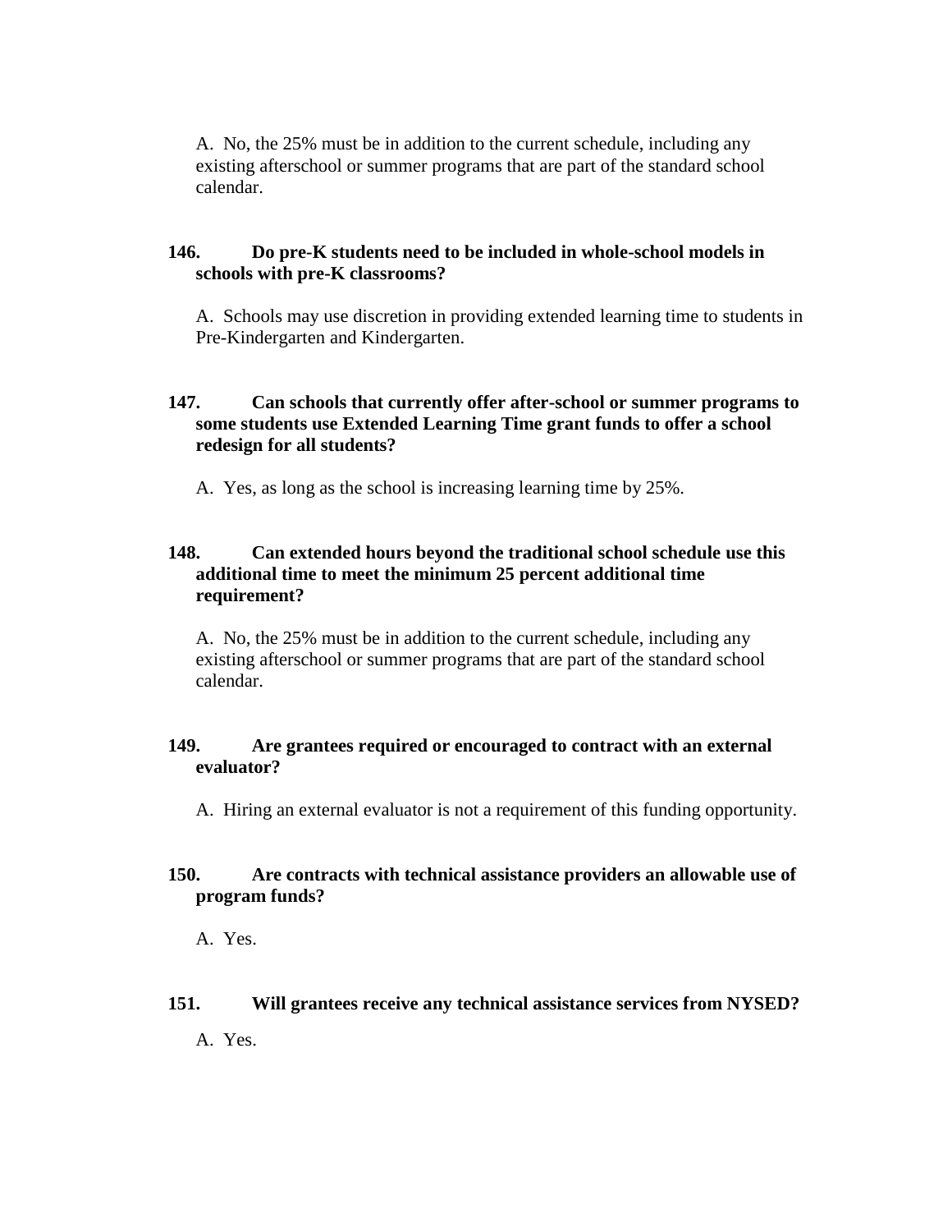A. No, the 25% must be in addition to the current schedule, including any existing afterschool or summer programs that are part of the standard school calendar.

**146. Do pre-K students need to be included in whole-school models in schools with pre-K classrooms?**

A. Schools may use discretion in providing extended learning time to students in Pre-Kindergarten and Kindergarten.

**147. Can schools that currently offer after-school or summer programs to some students use Extended Learning Time grant funds to offer a school redesign for all students?**

A. Yes, as long as the school is increasing learning time by 25%.

**148. Can extended hours beyond the traditional school schedule use this additional time to meet the minimum 25 percent additional time requirement?**

A. No, the 25% must be in addition to the current schedule, including any existing afterschool or summer programs that are part of the standard school calendar.

**149. Are grantees required or encouraged to contract with an external evaluator?**

A. Hiring an external evaluator is not a requirement of this funding opportunity.

**150. Are contracts with technical assistance providers an allowable use of program funds?**

A. Yes.

**151. Will grantees receive any technical assistance services from NYSED?**

A. Yes.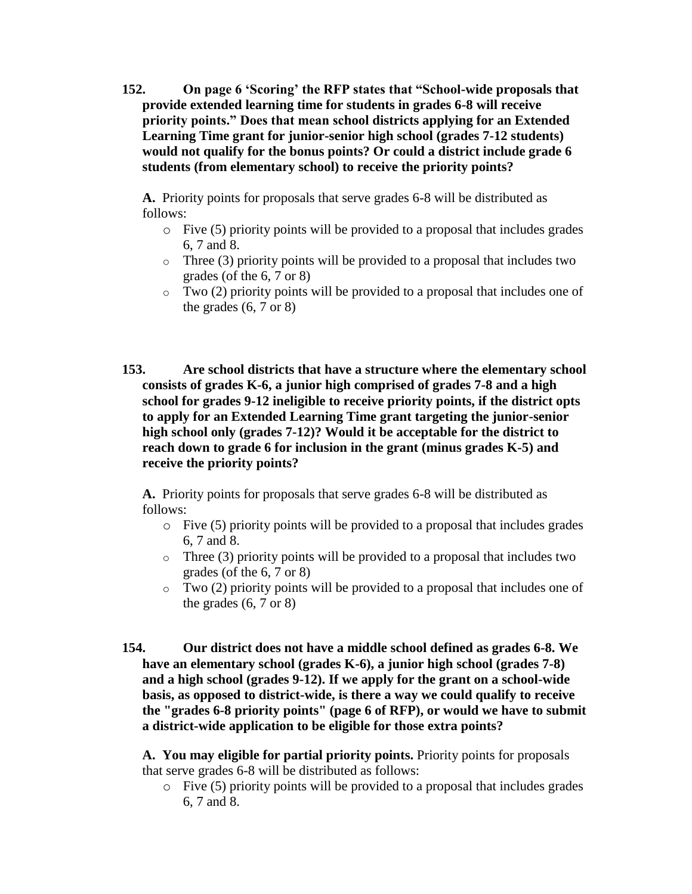**152. On page 6 'Scoring' the RFP states that "School-wide proposals that provide extended learning time for students in grades 6-8 will receive priority points." Does that mean school districts applying for an Extended Learning Time grant for junior-senior high school (grades 7-12 students) would not qualify for the bonus points? Or could a district include grade 6 students (from elementary school) to receive the priority points?**

**A.** Priority points for proposals that serve grades 6-8 will be distributed as follows:

- Five (5) priority points will be provided to a proposal that includes grades 6, 7 and 8.
- Three (3) priority points will be provided to a proposal that includes two grades (of the 6, 7 or 8)
- Two (2) priority points will be provided to a proposal that includes one of the grades (6, 7 or 8)

**153. Are school districts that have a structure where the elementary school consists of grades K-6, a junior high comprised of grades 7-8 and a high school for grades 9-12 ineligible to receive priority points, if the district opts to apply for an Extended Learning Time grant targeting the junior-senior high school only (grades 7-12)? Would it be acceptable for the district to reach down to grade 6 for inclusion in the grant (minus grades K-5) and receive the priority points?**

**A.** Priority points for proposals that serve grades 6-8 will be distributed as follows:

- Five (5) priority points will be provided to a proposal that includes grades 6, 7 and 8.
- Three (3) priority points will be provided to a proposal that includes two grades (of the 6, 7 or 8)
- Two (2) priority points will be provided to a proposal that includes one of the grades (6, 7 or 8)

**154. Our district does not have a middle school defined as grades 6-8. We have an elementary school (grades K-6), a junior high school (grades 7-8) and a high school (grades 9-12). If we apply for the grant on a school-wide basis, as opposed to district-wide, is there a way we could qualify to receive the "grades 6-8 priority points" (page 6 of RFP), or would we have to submit a district-wide application to be eligible for those extra points?**

**A. You may eligible for partial priority points.** Priority points for proposals that serve grades 6-8 will be distributed as follows:

- Five (5) priority points will be provided to a proposal that includes grades 6, 7 and 8.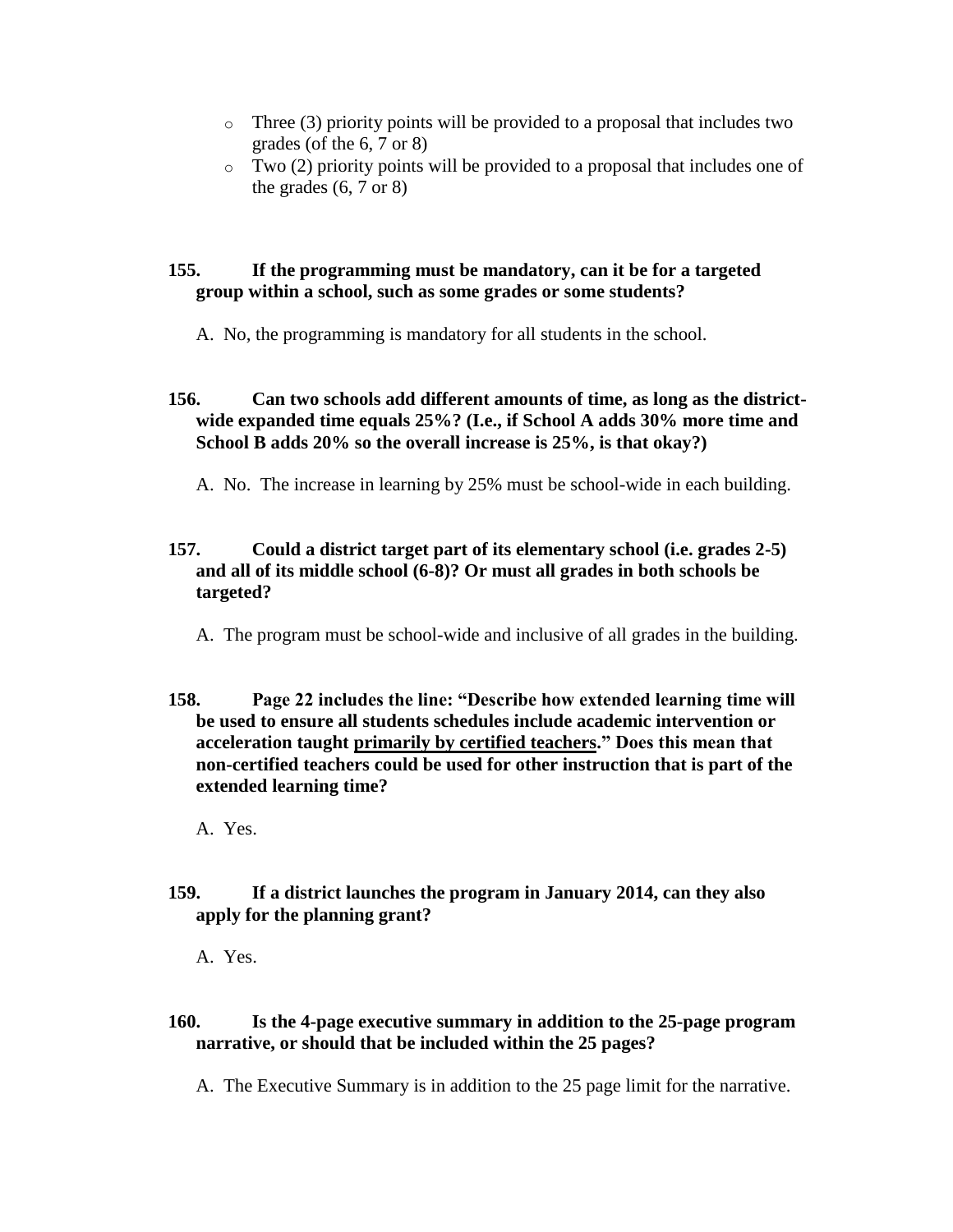- Three (3) priority points will be provided to a proposal that includes two grades (of the 6, 7 or 8)
- Two (2) priority points will be provided to a proposal that includes one of the grades (6, 7 or 8)

**155. If the programming must be mandatory, can it be for a targeted group within a school, such as some grades or some students?**

A. No, the programming is mandatory for all students in the school.

**156. Can two schools add different amounts of time, as long as the district-wide expanded time equals 25%? (I.e., if School A adds 30% more time and School B adds 20% so the overall increase is 25%, is that okay?)**

A. No. The increase in learning by 25% must be school-wide in each building.

**157. Could a district target part of its elementary school (i.e. grades 2-5) and all of its middle school (6-8)? Or must all grades in both schools be targeted?**

A. The program must be school-wide and inclusive of all grades in the building.

**158. Page 22 includes the line: "Describe how extended learning time will be used to ensure all students schedules include academic intervention or acceleration taught <u>primarily by certified teachers</u>." Does this mean that non-certified teachers could be used for other instruction that is part of the extended learning time?**

A. Yes.

**159. If a district launches the program in January 2014, can they also apply for the planning grant?**

A. Yes.

**160. Is the 4-page executive summary in addition to the 25-page program narrative, or should that be included within the 25 pages?**

A. The Executive Summary is in addition to the 25 page limit for the narrative.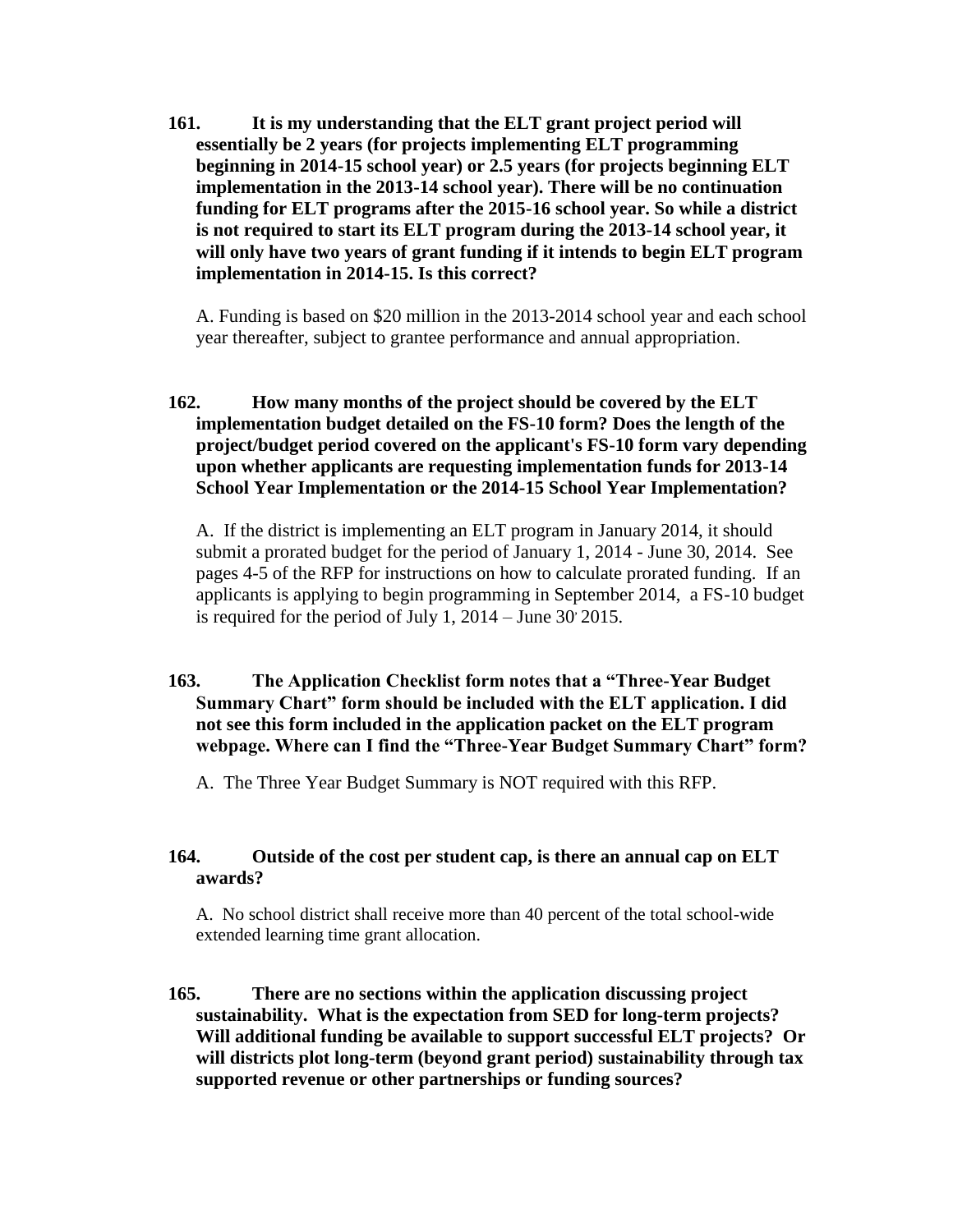**161. It is my understanding that the ELT grant project period will essentially be 2 years (for projects implementing ELT programming beginning in 2014-15 school year) or 2.5 years (for projects beginning ELT implementation in the 2013-14 school year). There will be no continuation funding for ELT programs after the 2015-16 school year. So while a district is not required to start its ELT program during the 2013-14 school year, it will only have two years of grant funding if it intends to begin ELT program implementation in 2014-15. Is this correct?**

A. Funding is based on $20 million in the 2013-2014 school year and each school year thereafter, subject to grantee performance and annual appropriation.

**162. How many months of the project should be covered by the ELT implementation budget detailed on the FS-10 form? Does the length of the project/budget period covered on the applicant's FS-10 form vary depending upon whether applicants are requesting implementation funds for 2013-14 School Year Implementation or the 2014-15 School Year Implementation?**

A. If the district is implementing an ELT program in January 2014, it should submit a prorated budget for the period of January 1, 2014 - June 30, 2014. See pages 4-5 of the RFP for instructions on how to calculate prorated funding. If an applicants is applying to begin programming in September 2014, a FS-10 budget is required for the period of July 1, 2014 – June 30, 2015.

**163. The Application Checklist form notes that a "Three-Year Budget Summary Chart" form should be included with the ELT application. I did not see this form included in the application packet on the ELT program webpage. Where can I find the "Three-Year Budget Summary Chart" form?**

A. The Three Year Budget Summary is NOT required with this RFP.

**164. Outside of the cost per student cap, is there an annual cap on ELT awards?**

A. No school district shall receive more than 40 percent of the total school-wide extended learning time grant allocation.

**165. There are no sections within the application discussing project sustainability. What is the expectation from SED for long-term projects? Will additional funding be available to support successful ELT projects? Or will districts plot long-term (beyond grant period) sustainability through tax supported revenue or other partnerships or funding sources?**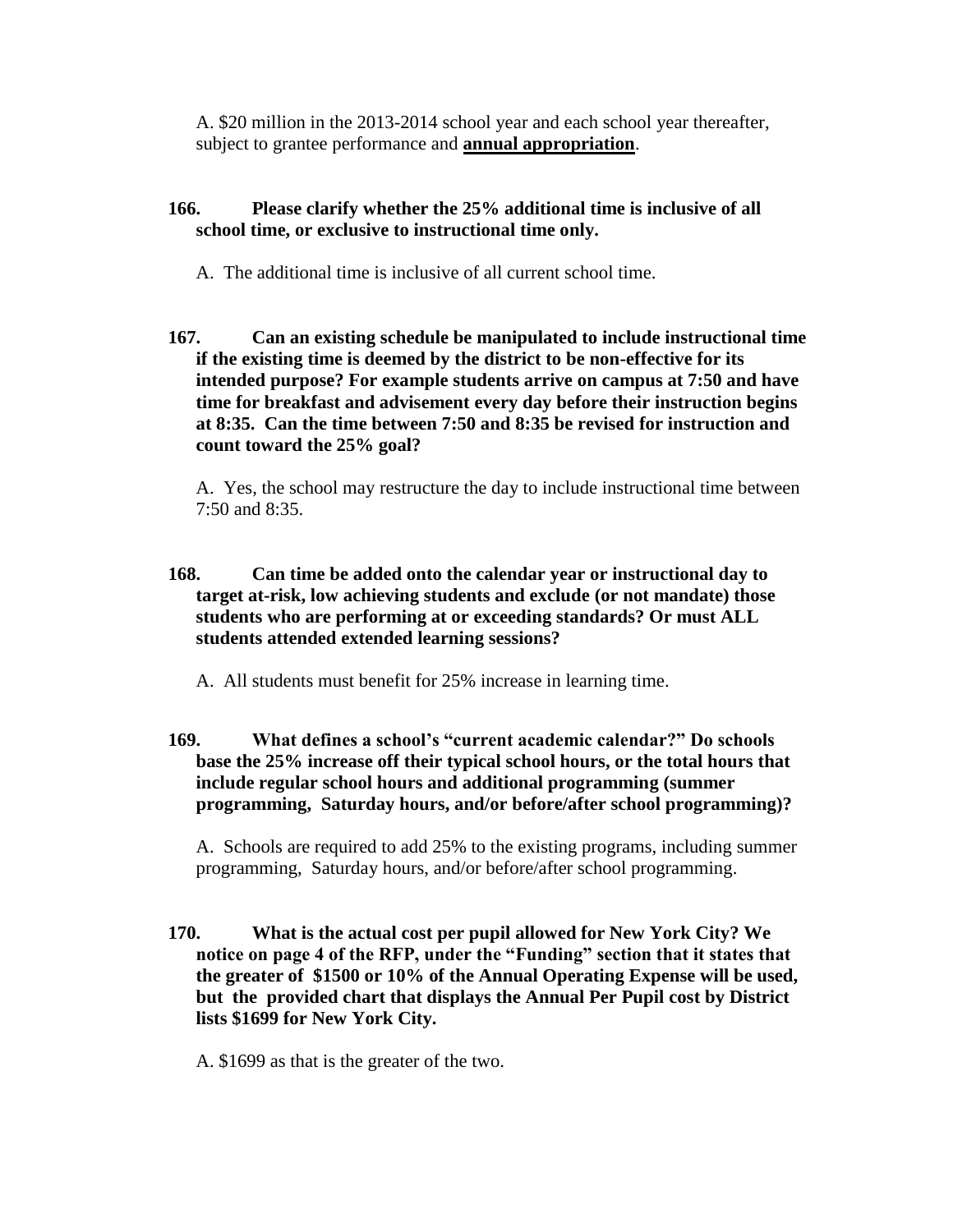A. $20 million in the 2013-2014 school year and each school year thereafter, subject to grantee performance and **annual appropriation**.

**166. Please clarify whether the 25% additional time is inclusive of all school time, or exclusive to instructional time only.**

A. The additional time is inclusive of all current school time.

**167. Can an existing schedule be manipulated to include instructional time if the existing time is deemed by the district to be non-effective for its intended purpose? For example students arrive on campus at 7:50 and have time for breakfast and advisement every day before their instruction begins at 8:35. Can the time between 7:50 and 8:35 be revised for instruction and count toward the 25% goal?**

A. Yes, the school may restructure the day to include instructional time between 7:50 and 8:35.

**168. Can time be added onto the calendar year or instructional day to target at-risk, low achieving students and exclude (or not mandate) those students who are performing at or exceeding standards? Or must ALL students attended extended learning sessions?**

A. All students must benefit for 25% increase in learning time.

**169. What defines a school's "current academic calendar?" Do schools base the 25% increase off their typical school hours, or the total hours that include regular school hours and additional programming (summer programming, Saturday hours, and/or before/after school programming)?**

A. Schools are required to add 25% to the existing programs, including summer programming, Saturday hours, and/or before/after school programming.

**170. What is the actual cost per pupil allowed for New York City? We notice on page 4 of the RFP, under the "Funding" section that it states that the greater of $1500 or 10% of the Annual Operating Expense will be used, but the provided chart that displays the Annual Per Pupil cost by District lists $1699 for New York City.**

A. $1699 as that is the greater of the two.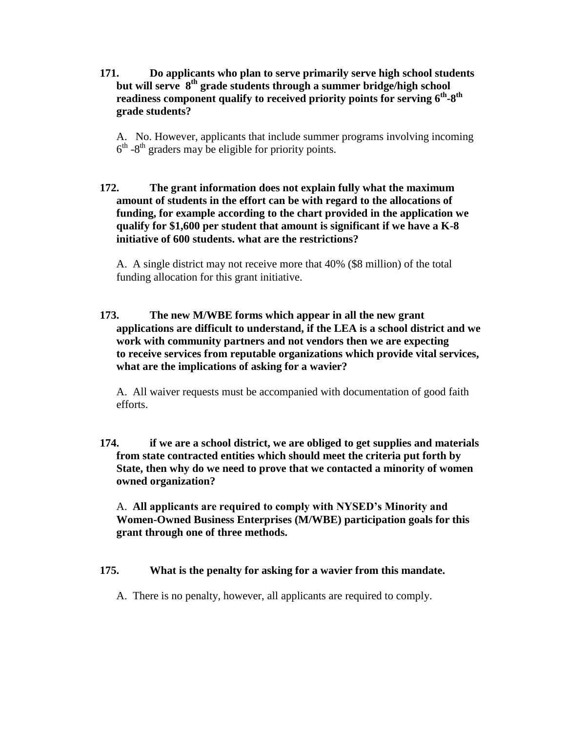**171. Do applicants who plan to serve primarily serve high school students but will serve 8$^{th}$ grade students through a summer bridge/high school readiness component qualify to received priority points for serving 6$^{th}$-8$^{th}$ grade students?**

A. No. However, applicants that include summer programs involving incoming 6$^{th}$ -8$^{th}$ graders may be eligible for priority points.

**172. The grant information does not explain fully what the maximum amount of students in the effort can be with regard to the allocations of funding, for example according to the chart provided in the application we qualify for $1,600 per student that amount is significant if we have a K-8 initiative of 600 students. what are the restrictions?**

A. A single district may not receive more that 40% ($8 million) of the total funding allocation for this grant initiative.

**173. The new M/WBE forms which appear in all the new grant applications are difficult to understand, if the LEA is a school district and we work with community partners and not vendors then we are expecting to receive services from reputable organizations which provide vital services, what are the implications of asking for a wavier?**

A. All waiver requests must be accompanied with documentation of good faith efforts.

**174. if we are a school district, we are obliged to get supplies and materials from state contracted entities which should meet the criteria put forth by State, then why do we need to prove that we contacted a minority of women owned organization?**

A. **All applicants are required to comply with NYSED's Minority and Women-Owned Business Enterprises (M/WBE) participation goals for this grant through one of three methods.**

**175. What is the penalty for asking for a wavier from this mandate.**

A. There is no penalty, however, all applicants are required to comply.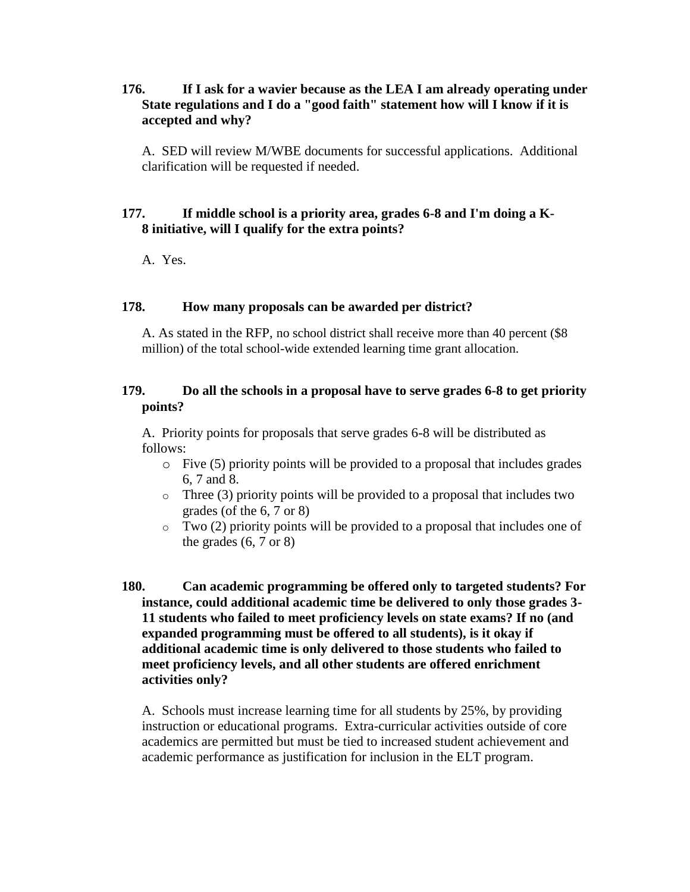**176. If I ask for a wavier because as the LEA I am already operating under State regulations and I do a "good faith" statement how will I know if it is accepted and why?**

A. SED will review M/WBE documents for successful applications. Additional clarification will be requested if needed.

**177. If middle school is a priority area, grades 6-8 and I'm doing a K-8 initiative, will I qualify for the extra points?**

A. Yes.

**178. How many proposals can be awarded per district?**

A. As stated in the RFP, no school district shall receive more than 40 percent ($8 million) of the total school-wide extended learning time grant allocation.

**179. Do all the schools in a proposal have to serve grades 6-8 to get priority points?**

A. Priority points for proposals that serve grades 6-8 will be distributed as follows:

- Five (5) priority points will be provided to a proposal that includes grades 6, 7 and 8.
- Three (3) priority points will be provided to a proposal that includes two grades (of the 6, 7 or 8)
- Two (2) priority points will be provided to a proposal that includes one of the grades (6, 7 or 8)

**180. Can academic programming be offered only to targeted students? For instance, could additional academic time be delivered to only those grades 3-11 students who failed to meet proficiency levels on state exams? If no (and expanded programming must be offered to all students), is it okay if additional academic time is only delivered to those students who failed to meet proficiency levels, and all other students are offered enrichment activities only?**

A. Schools must increase learning time for all students by 25%, by providing instruction or educational programs. Extra-curricular activities outside of core academics are permitted but must be tied to increased student achievement and academic performance as justification for inclusion in the ELT program.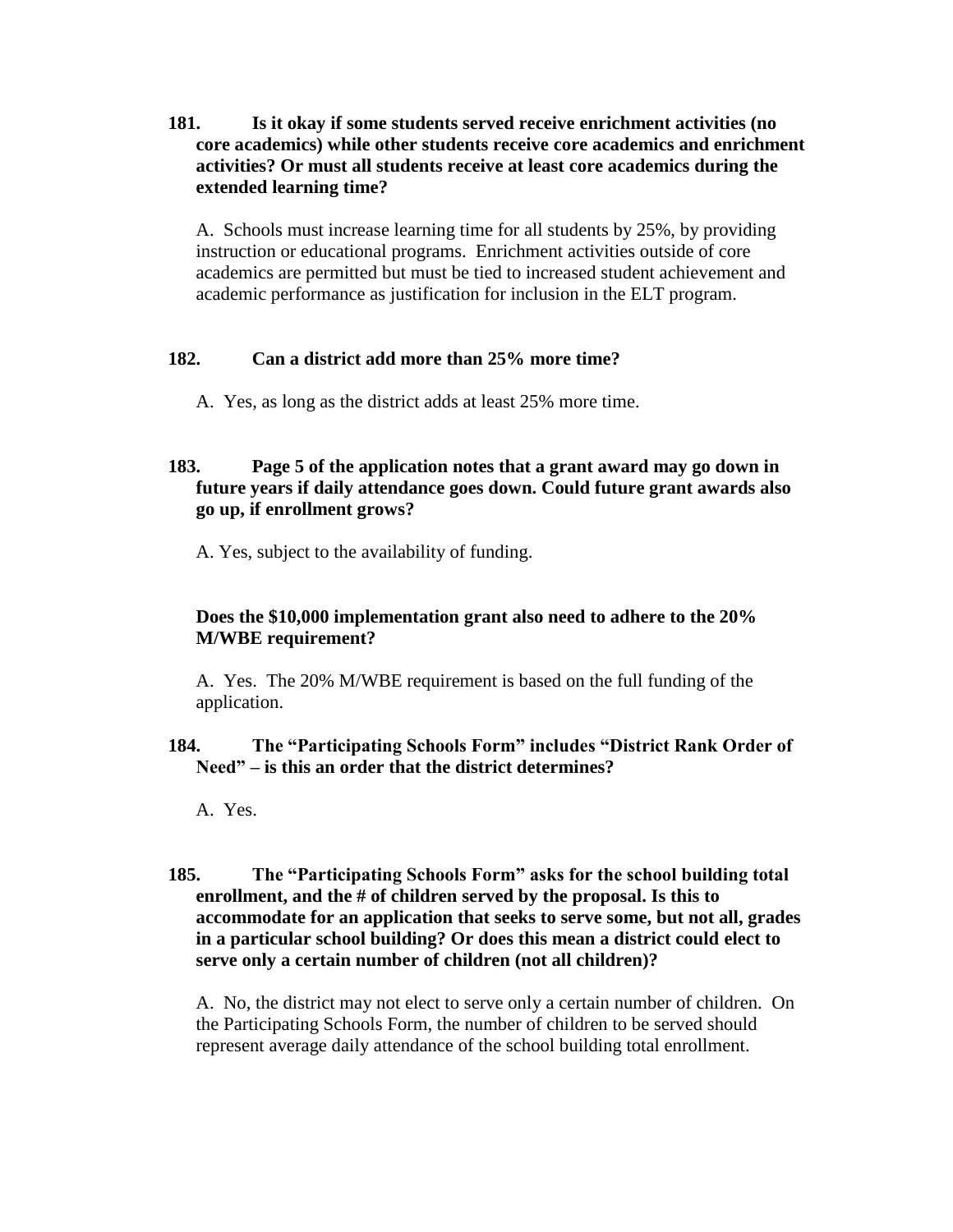**181. Is it okay if some students served receive enrichment activities (no core academics) while other students receive core academics and enrichment activities? Or must all students receive at least core academics during the extended learning time?**

A. Schools must increase learning time for all students by 25%, by providing instruction or educational programs. Enrichment activities outside of core academics are permitted but must be tied to increased student achievement and academic performance as justification for inclusion in the ELT program.

**182. Can a district add more than 25% more time?**

A. Yes, as long as the district adds at least 25% more time.

**183. Page 5 of the application notes that a grant award may go down in future years if daily attendance goes down. Could future grant awards also go up, if enrollment grows?**

A. Yes, subject to the availability of funding.

**Does the $10,000 implementation grant also need to adhere to the 20% M/WBE requirement?**

A. Yes. The 20% M/WBE requirement is based on the full funding of the application.

**184. The "Participating Schools Form" includes "District Rank Order of Need" – is this an order that the district determines?**

A. Yes.

**185. The "Participating Schools Form" asks for the school building total enrollment, and the # of children served by the proposal. Is this to accommodate for an application that seeks to serve some, but not all, grades in a particular school building? Or does this mean a district could elect to serve only a certain number of children (not all children)?**

A. No, the district may not elect to serve only a certain number of children. On the Participating Schools Form, the number of children to be served should represent average daily attendance of the school building total enrollment.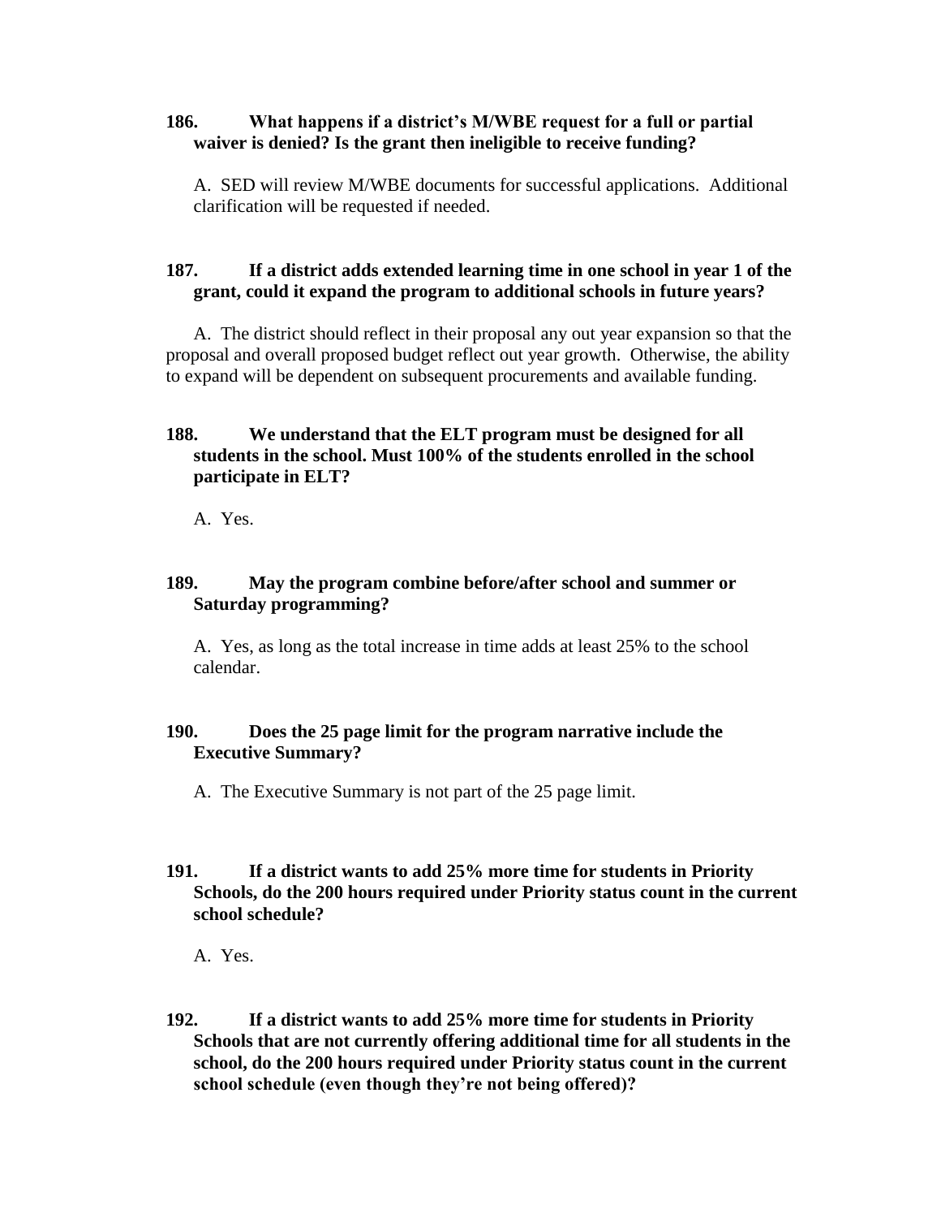**186. What happens if a district's M/WBE request for a full or partial waiver is denied? Is the grant then ineligible to receive funding?**

A. SED will review M/WBE documents for successful applications. Additional clarification will be requested if needed.

**187. If a district adds extended learning time in one school in year 1 of the grant, could it expand the program to additional schools in future years?**

A. The district should reflect in their proposal any out year expansion so that the proposal and overall proposed budget reflect out year growth. Otherwise, the ability to expand will be dependent on subsequent procurements and available funding.

**188. We understand that the ELT program must be designed for all students in the school. Must 100% of the students enrolled in the school participate in ELT?**

A. Yes.

**189. May the program combine before/after school and summer or Saturday programming?**

A. Yes, as long as the total increase in time adds at least 25% to the school calendar.

**190. Does the 25 page limit for the program narrative include the Executive Summary?**

A. The Executive Summary is not part of the 25 page limit.

**191. If a district wants to add 25% more time for students in Priority Schools, do the 200 hours required under Priority status count in the current school schedule?**

A. Yes.

**192. If a district wants to add 25% more time for students in Priority Schools that are not currently offering additional time for all students in the school, do the 200 hours required under Priority status count in the current school schedule (even though they're not being offered)?**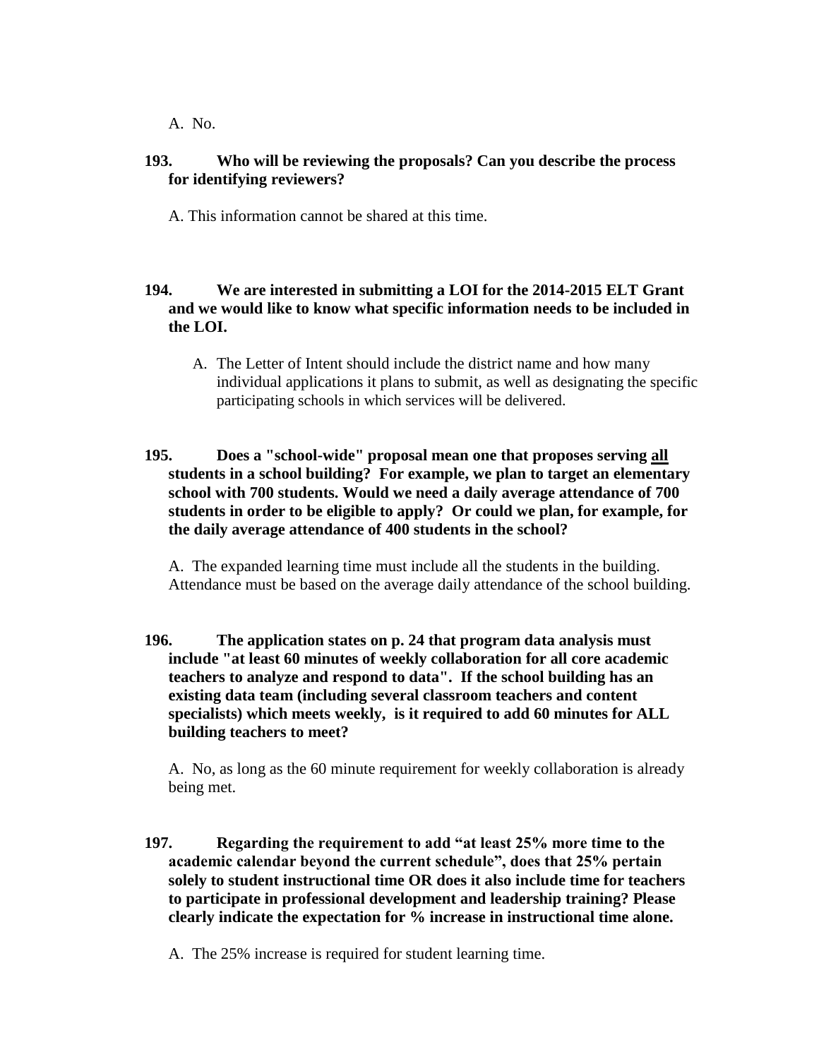A. No.

**193. Who will be reviewing the proposals? Can you describe the process for identifying reviewers?**

A. This information cannot be shared at this time.

**194. We are interested in submitting a LOI for the 2014-2015 ELT Grant and we would like to know what specific information needs to be included in the LOI.**

A. The Letter of Intent should include the district name and how many individual applications it plans to submit, as well as designating the specific participating schools in which services will be delivered.

**195. Does a "school-wide" proposal mean one that proposes serving <u>all</u> students in a school building? For example, we plan to target an elementary school with 700 students. Would we need a daily average attendance of 700 students in order to be eligible to apply? Or could we plan, for example, for the daily average attendance of 400 students in the school?**

A. The expanded learning time must include all the students in the building. Attendance must be based on the average daily attendance of the school building.

**196. The application states on p. 24 that program data analysis must include "at least 60 minutes of weekly collaboration for all core academic teachers to analyze and respond to data". If the school building has an existing data team (including several classroom teachers and content specialists) which meets weekly, is it required to add 60 minutes for ALL building teachers to meet?**

A. No, as long as the 60 minute requirement for weekly collaboration is already being met.

**197. Regarding the requirement to add "at least 25% more time to the academic calendar beyond the current schedule", does that 25% pertain solely to student instructional time OR does it also include time for teachers to participate in professional development and leadership training? Please clearly indicate the expectation for % increase in instructional time alone.**

A. The 25% increase is required for student learning time.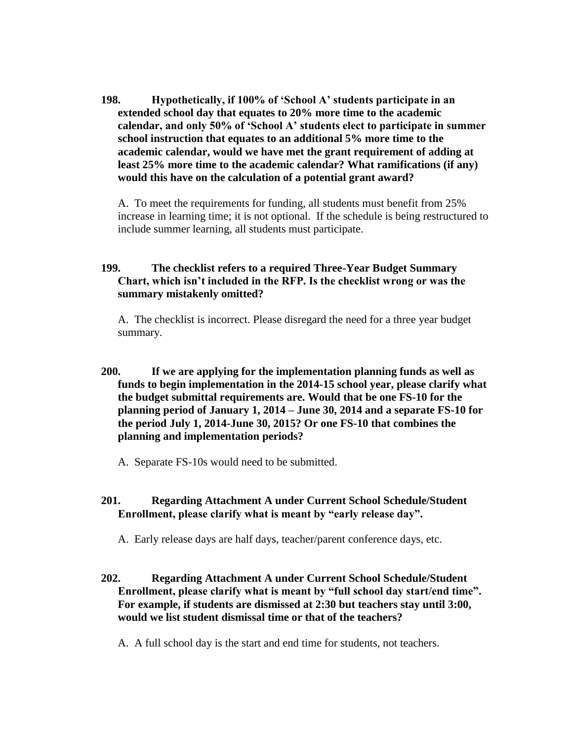**198. Hypothetically, if 100% of 'School A' students participate in an extended school day that equates to 20% more time to the academic calendar, and only 50% of 'School A' students elect to participate in summer school instruction that equates to an additional 5% more time to the academic calendar, would we have met the grant requirement of adding at least 25% more time to the academic calendar? What ramifications (if any) would this have on the calculation of a potential grant award?**

A. To meet the requirements for funding, all students must benefit from 25% increase in learning time; it is not optional. If the schedule is being restructured to include summer learning, all students must participate.

**199. The checklist refers to a required Three-Year Budget Summary Chart, which isn't included in the RFP. Is the checklist wrong or was the summary mistakenly omitted?**

A. The checklist is incorrect. Please disregard the need for a three year budget summary.

**200. If we are applying for the implementation planning funds as well as funds to begin implementation in the 2014-15 school year, please clarify what the budget submittal requirements are. Would that be one FS-10 for the planning period of January 1, 2014 – June 30, 2014 and a separate FS-10 for the period July 1, 2014-June 30, 2015? Or one FS-10 that combines the planning and implementation periods?**

A. Separate FS-10s would need to be submitted.

**201. Regarding Attachment A under Current School Schedule/Student Enrollment, please clarify what is meant by "early release day".**

A. Early release days are half days, teacher/parent conference days, etc.

**202. Regarding Attachment A under Current School Schedule/Student Enrollment, please clarify what is meant by "full school day start/end time". For example, if students are dismissed at 2:30 but teachers stay until 3:00, would we list student dismissal time or that of the teachers?**

A. A full school day is the start and end time for students, not teachers.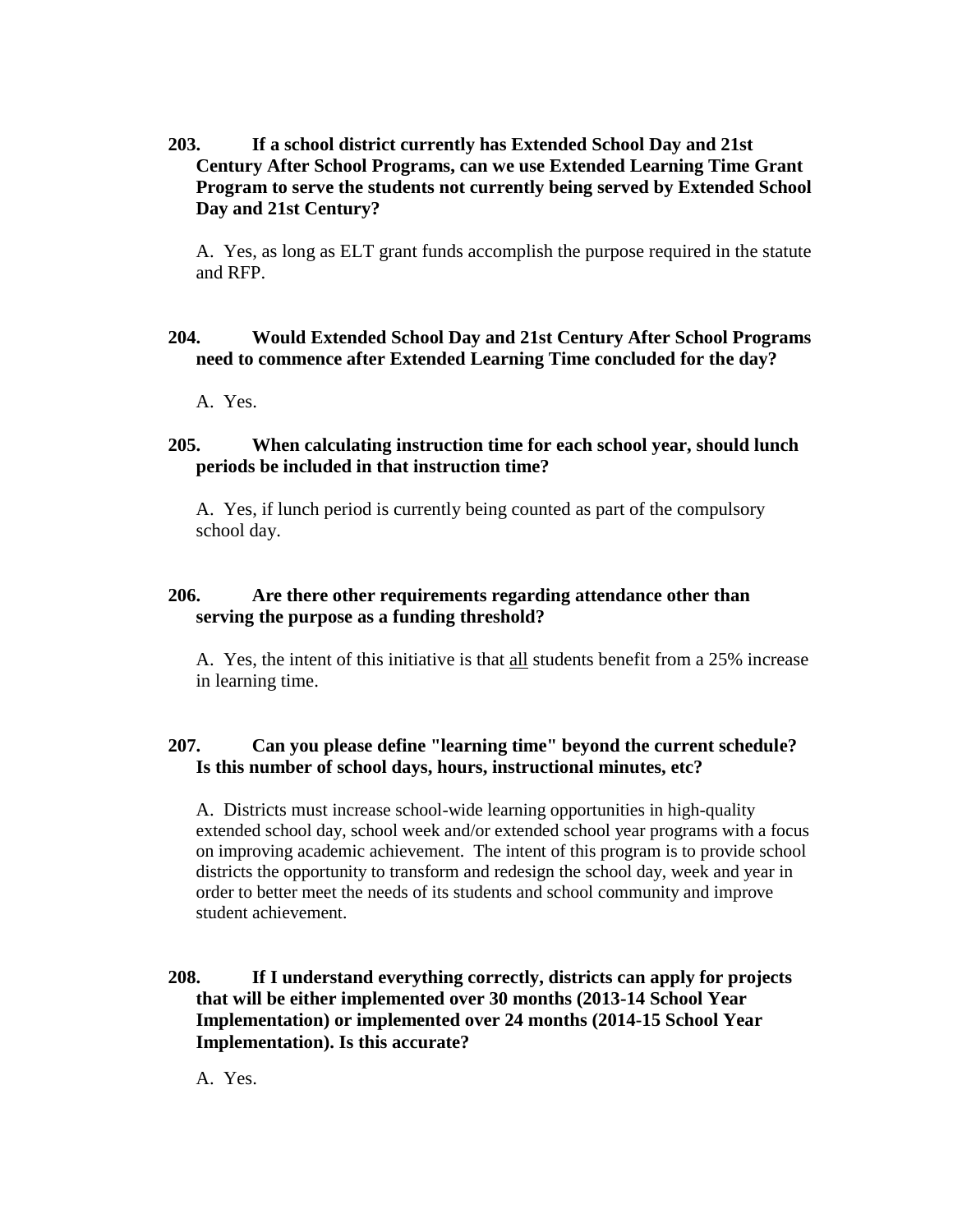**203. If a school district currently has Extended School Day and 21st Century After School Programs, can we use Extended Learning Time Grant Program to serve the students not currently being served by Extended School Day and 21st Century?**

A. Yes, as long as ELT grant funds accomplish the purpose required in the statute and RFP.

**204. Would Extended School Day and 21st Century After School Programs need to commence after Extended Learning Time concluded for the day?**

A. Yes.

**205. When calculating instruction time for each school year, should lunch periods be included in that instruction time?**

A. Yes, if lunch period is currently being counted as part of the compulsory school day.

**206. Are there other requirements regarding attendance other than serving the purpose as a funding threshold?**

A. Yes, the intent of this initiative is that <u>all</u> students benefit from a 25% increase in learning time.

**207. Can you please define "learning time" beyond the current schedule? Is this number of school days, hours, instructional minutes, etc?**

A. Districts must increase school-wide learning opportunities in high-quality extended school day, school week and/or extended school year programs with a focus on improving academic achievement. The intent of this program is to provide school districts the opportunity to transform and redesign the school day, week and year in order to better meet the needs of its students and school community and improve student achievement.

**208. If I understand everything correctly, districts can apply for projects that will be either implemented over 30 months (2013-14 School Year Implementation) or implemented over 24 months (2014-15 School Year Implementation). Is this accurate?**

A. Yes.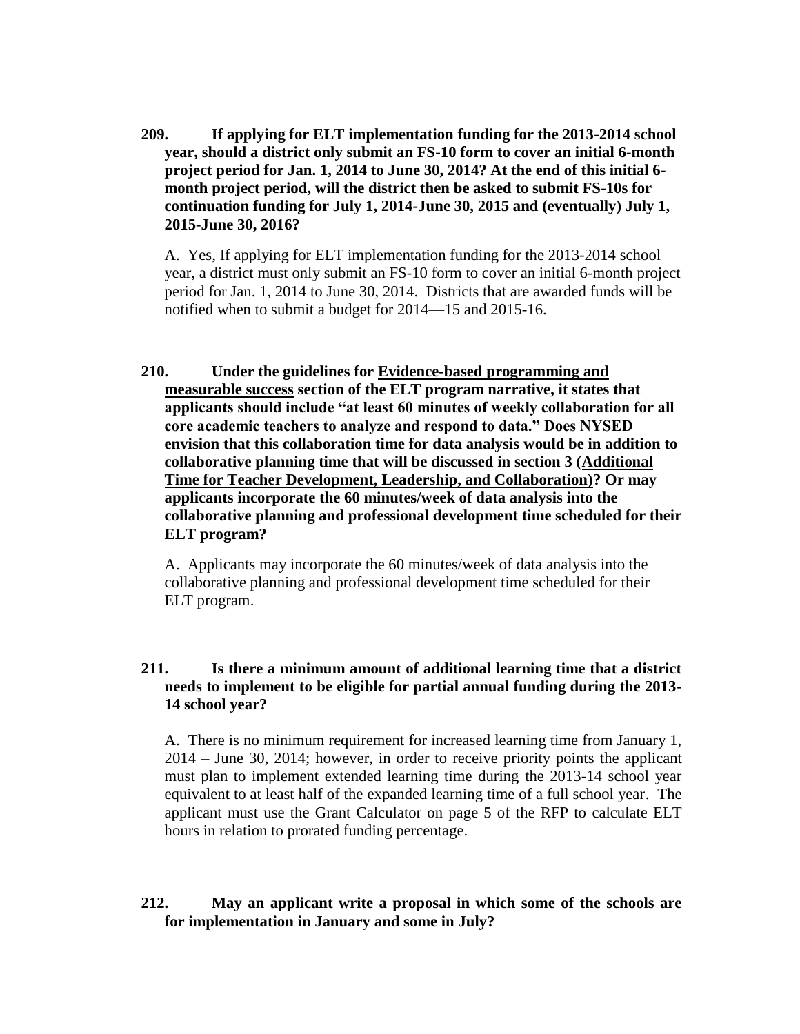**209. If applying for ELT implementation funding for the 2013-2014 school year, should a district only submit an FS-10 form to cover an initial 6-month project period for Jan. 1, 2014 to June 30, 2014? At the end of this initial 6-month project period, will the district then be asked to submit FS-10s for continuation funding for July 1, 2014-June 30, 2015 and (eventually) July 1, 2015-June 30, 2016?**

A. Yes, If applying for ELT implementation funding for the 2013-2014 school year, a district must only submit an FS-10 form to cover an initial 6-month project period for Jan. 1, 2014 to June 30, 2014. Districts that are awarded funds will be notified when to submit a budget for 2014—15 and 2015-16.

**210. Under the guidelines for <u>Evidence-based programming and measurable success</u> section of the ELT program narrative, it states that applicants should include "at least 60 minutes of weekly collaboration for all core academic teachers to analyze and respond to data." Does NYSED envision that this collaboration time for data analysis would be in addition to collaborative planning time that will be discussed in section 3 (<u>Additional Time for Teacher Development, Leadership, and Collaboration</u>)? Or may applicants incorporate the 60 minutes/week of data analysis into the collaborative planning and professional development time scheduled for their ELT program?**

A. Applicants may incorporate the 60 minutes/week of data analysis into the collaborative planning and professional development time scheduled for their ELT program.

**211. Is there a minimum amount of additional learning time that a district needs to implement to be eligible for partial annual funding during the 2013-14 school year?**

A. There is no minimum requirement for increased learning time from January 1, 2014 – June 30, 2014; however, in order to receive priority points the applicant must plan to implement extended learning time during the 2013-14 school year equivalent to at least half of the expanded learning time of a full school year. The applicant must use the Grant Calculator on page 5 of the RFP to calculate ELT hours in relation to prorated funding percentage.

**212. May an applicant write a proposal in which some of the schools are for implementation in January and some in July?**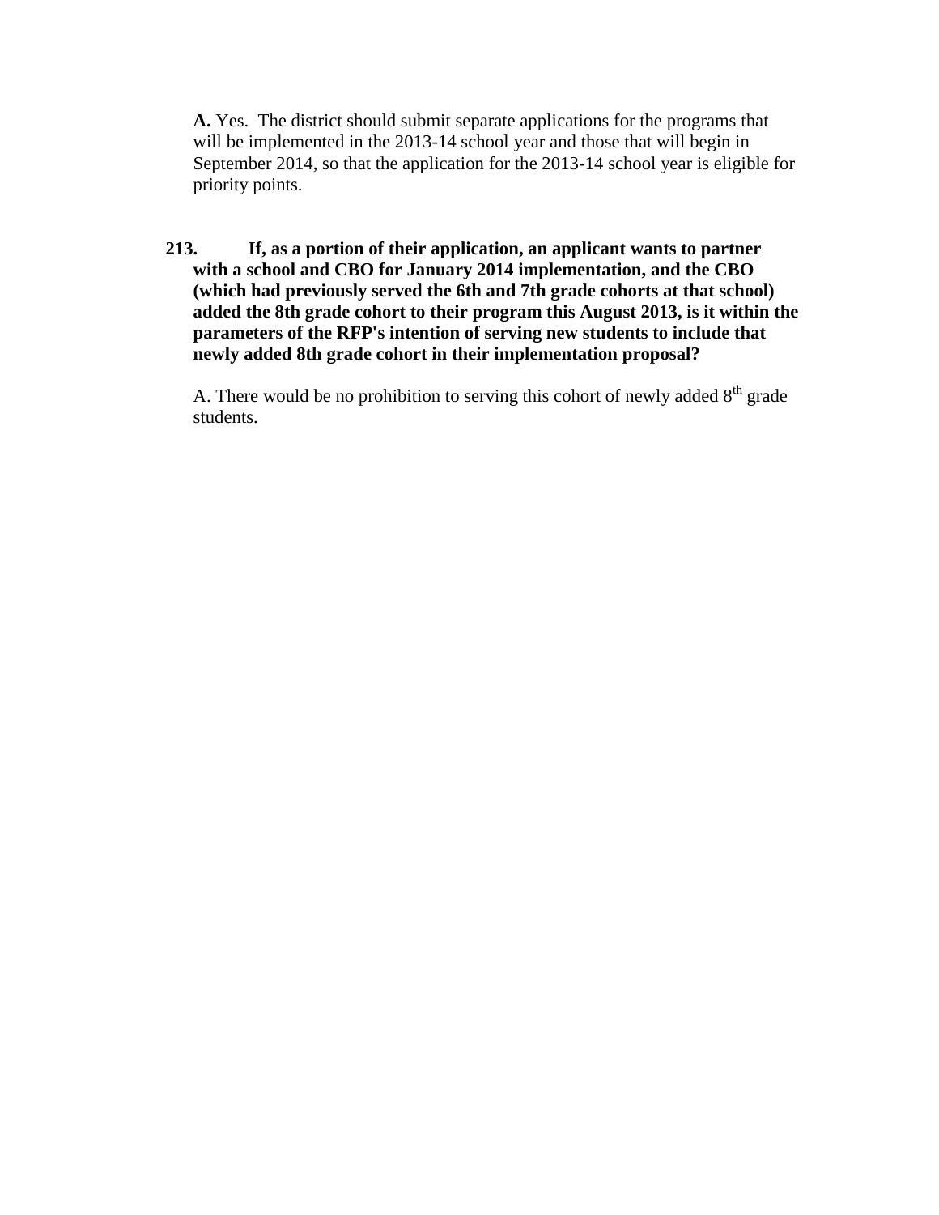**A.** Yes. The district should submit separate applications for the programs that will be implemented in the 2013-14 school year and those that will begin in September 2014, so that the application for the 2013-14 school year is eligible for priority points.

**213. If, as a portion of their application, an applicant wants to partner with a school and CBO for January 2014 implementation, and the CBO (which had previously served the 6th and 7th grade cohorts at that school) added the 8th grade cohort to their program this August 2013, is it within the parameters of the RFP's intention of serving new students to include that newly added 8th grade cohort in their implementation proposal?**

A. There would be no prohibition to serving this cohort of newly added 8$^{th}$ grade students.